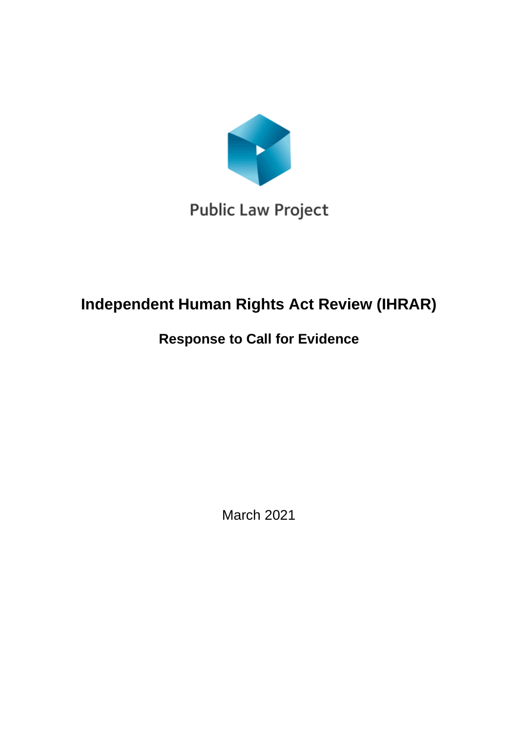Public Law Project

# Independent Human Rights Act Review (IHRAR)

## Response to Call for Evidence

March 2021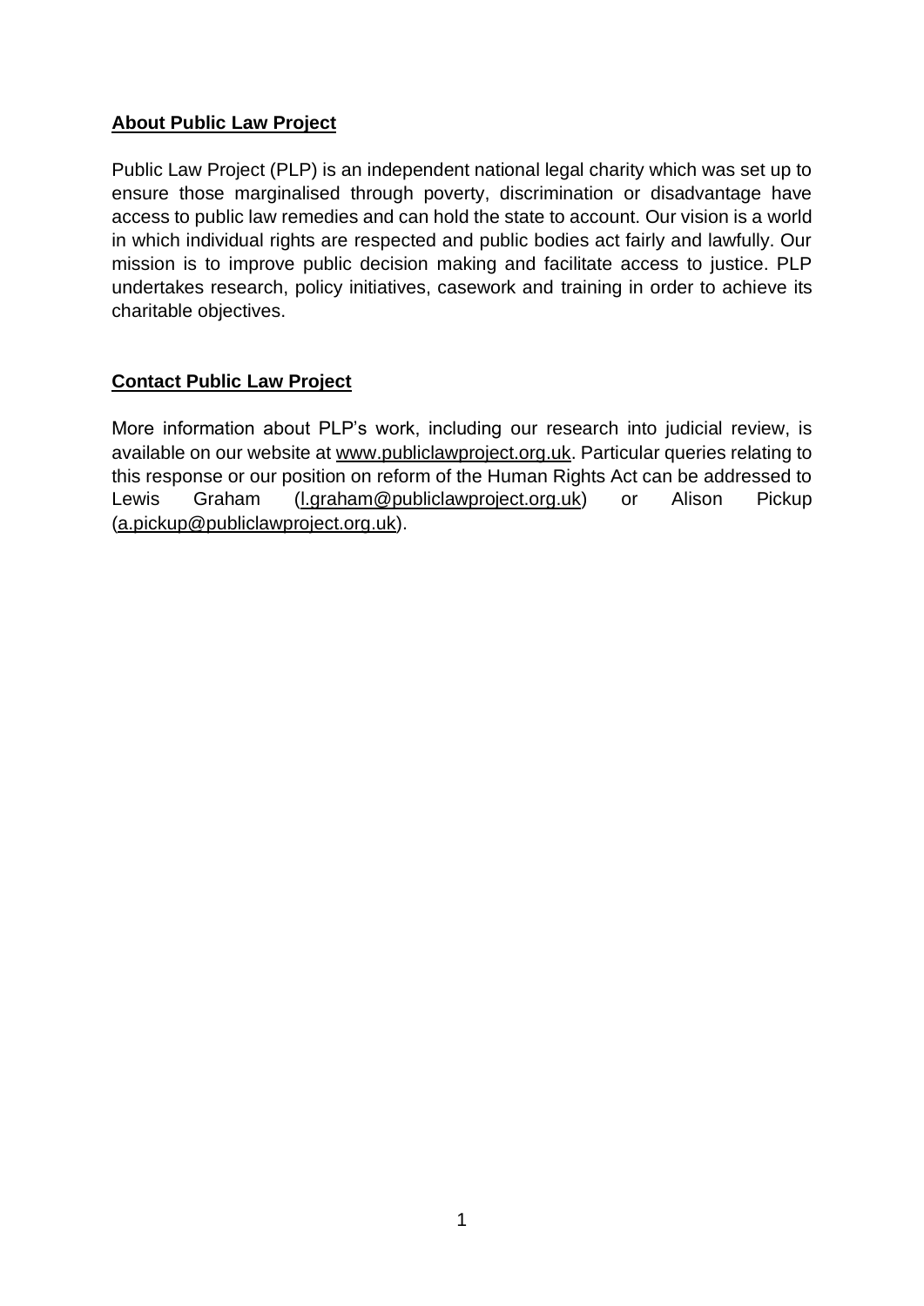## About Public Law Project

Public Law Project (PLP) is an independent national legal charity which was set up to ensure those marginalised through poverty, discrimination or disadvantage have access to public law remedies and can hold the state to account. Our vision is a world in which individual rights are respected and public bodies act fairly and lawfully. Our mission is to improve public decision making and facilitate access to justice. PLP undertakes research, policy initiatives, casework and training in order to achieve its charitable objectives.

## Contact Public Law Project

More information about PLP's work, including our research into judicial review, is available on our website at www.publiclawproject.org.uk. Particular queries relating to this response or our position on reform of the Human Rights Act can be addressed to Lewis Graham (l.graham@publiclawproject.org.uk) or Alison Pickup (a.pickup@publiclawproject.org.uk).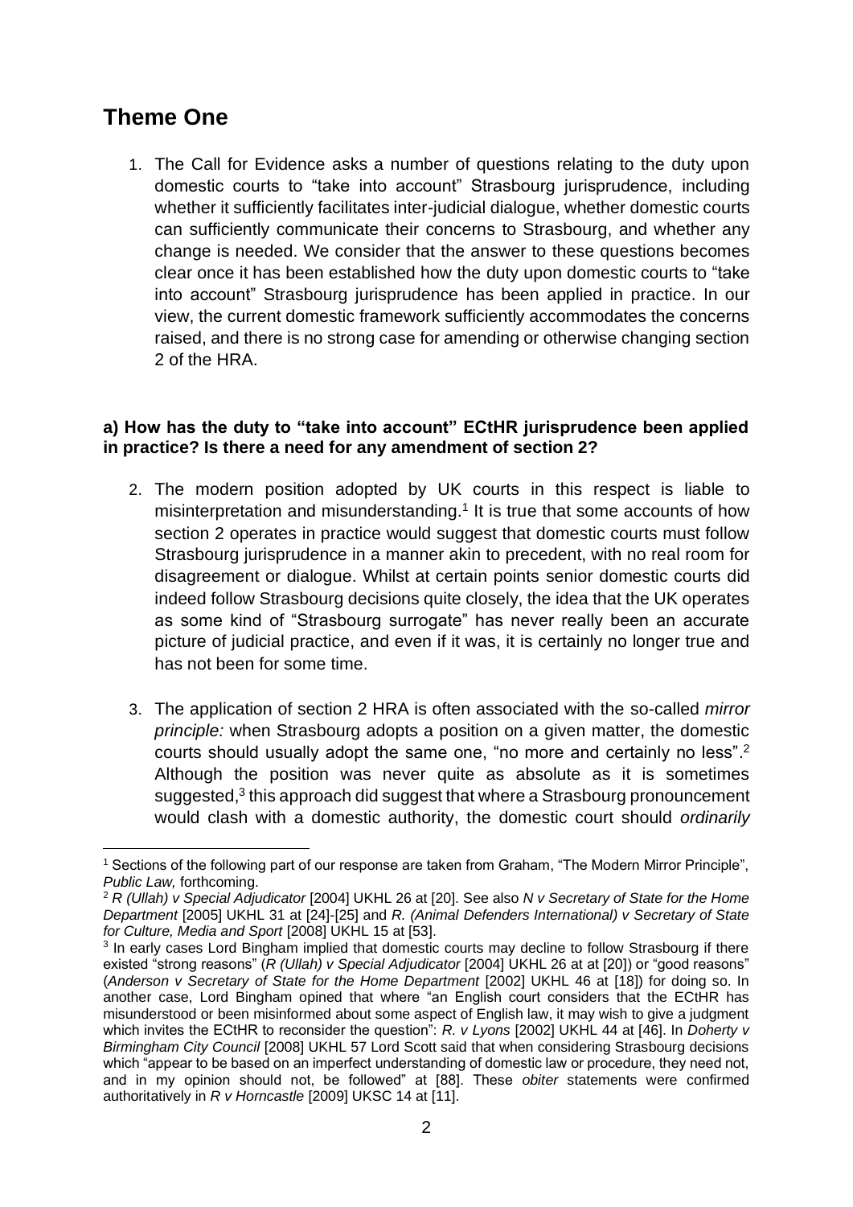# Theme One

1. The Call for Evidence asks a number of questions relating to the duty upon domestic courts to "take into account" Strasbourg jurisprudence, including whether it sufficiently facilitates inter-judicial dialogue, whether domestic courts can sufficiently communicate their concerns to Strasbourg, and whether any change is needed. We consider that the answer to these questions becomes clear once it has been established how the duty upon domestic courts to "take into account" Strasbourg jurisprudence has been applied in practice. In our view, the current domestic framework sufficiently accommodates the concerns raised, and there is no strong case for amending or otherwise changing section 2 of the HRA.

**a) How has the duty to "take into account" ECtHR jurisprudence been applied in practice? Is there a need for any amendment of section 2?**

2. The modern position adopted by UK courts in this respect is liable to misinterpretation and misunderstanding.[1] It is true that some accounts of how section 2 operates in practice would suggest that domestic courts must follow Strasbourg jurisprudence in a manner akin to precedent, with no real room for disagreement or dialogue. Whilst at certain points senior domestic courts did indeed follow Strasbourg decisions quite closely, the idea that the UK operates as some kind of "Strasbourg surrogate" has never really been an accurate picture of judicial practice, and even if it was, it is certainly no longer true and has not been for some time.

3. The application of section 2 HRA is often associated with the so-called *mirror principle:* when Strasbourg adopts a position on a given matter, the domestic courts should usually adopt the same one, "no more and certainly no less".[2] Although the position was never quite as absolute as it is sometimes suggested,[3] this approach did suggest that where a Strasbourg pronouncement would clash with a domestic authority, the domestic court should *ordinarily*

---

[1] Sections of the following part of our response are taken from Graham, "The Modern Mirror Principle", *Public Law,* forthcoming.

[2] *R (Ullah) v Special Adjudicator* [2004] UKHL 26 at [20]. See also *N v Secretary of State for the Home Department* [2005] UKHL 31 at [24]-[25] and *R. (Animal Defenders International) v Secretary of State for Culture, Media and Sport* [2008] UKHL 15 at [53].

[3] In early cases Lord Bingham implied that domestic courts may decline to follow Strasbourg if there existed "strong reasons" (*R (Ullah) v Special Adjudicator* [2004] UKHL 26 at at [20]) or "good reasons" (*Anderson v Secretary of State for the Home Department* [2002] UKHL 46 at [18]) for doing so. In another case, Lord Bingham opined that where "an English court considers that the ECtHR has misunderstood or been misinformed about some aspect of English law, it may wish to give a judgment which invites the ECtHR to reconsider the question": *R. v Lyons* [2002] UKHL 44 at [46]. In *Doherty v Birmingham City Council* [2008] UKHL 57 Lord Scott said that when considering Strasbourg decisions which "appear to be based on an imperfect understanding of domestic law or procedure, they need not, and in my opinion should not, be followed" at [88]. These *obiter* statements were confirmed authoritatively in *R v Horncastle* [2009] UKSC 14 at [11].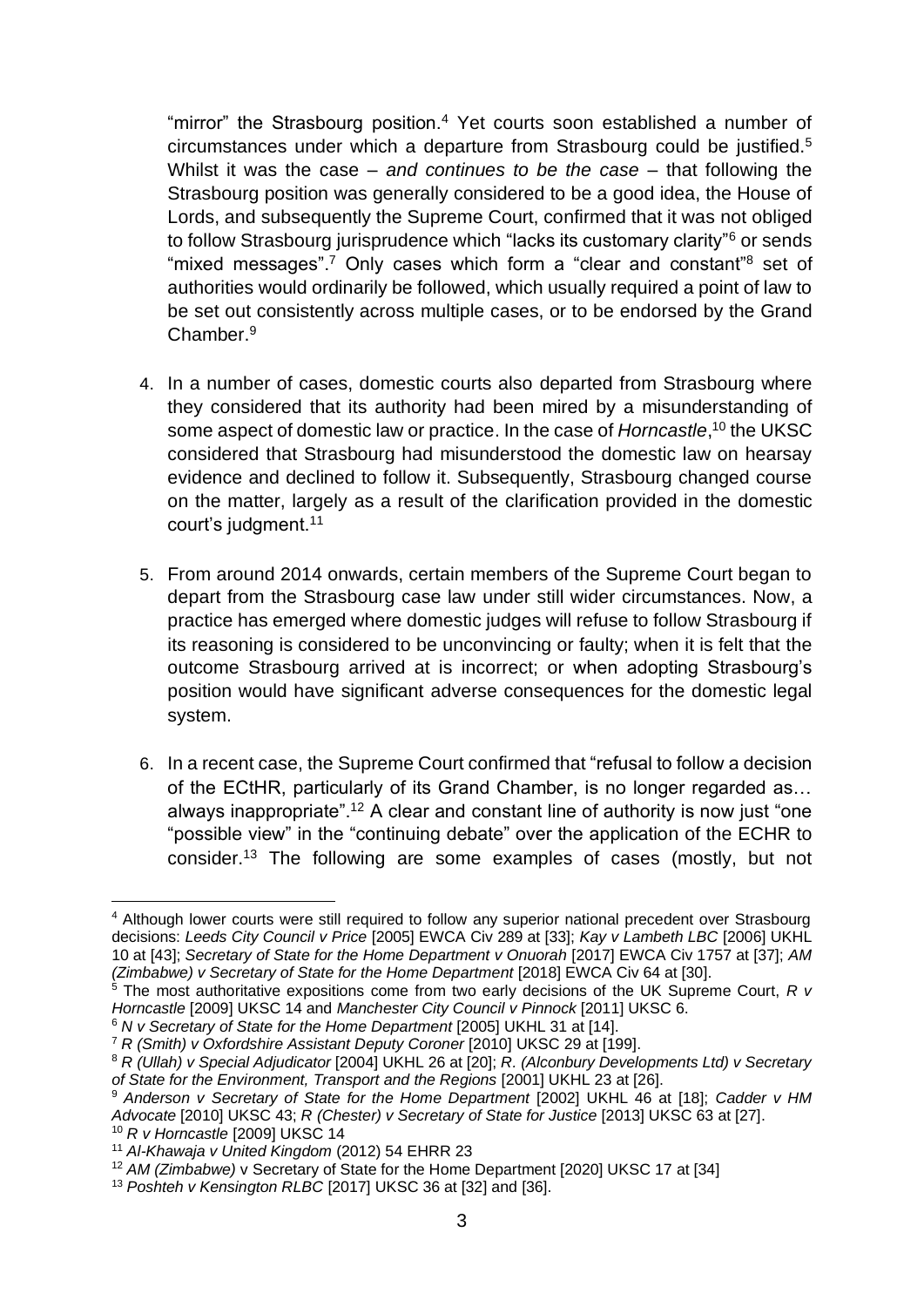"mirror" the Strasbourg position.[4] Yet courts soon established a number of circumstances under which a departure from Strasbourg could be justified.[5] Whilst it was the case – *and continues to be the case* – that following the Strasbourg position was generally considered to be a good idea, the House of Lords, and subsequently the Supreme Court, confirmed that it was not obliged to follow Strasbourg jurisprudence which "lacks its customary clarity"[6] or sends "mixed messages".[7] Only cases which form a "clear and constant"[8] set of authorities would ordinarily be followed, which usually required a point of law to be set out consistently across multiple cases, or to be endorsed by the Grand Chamber.[9]

4. In a number of cases, domestic courts also departed from Strasbourg where they considered that its authority had been mired by a misunderstanding of some aspect of domestic law or practice. In the case of *Horncastle*,[10] the UKSC considered that Strasbourg had misunderstood the domestic law on hearsay evidence and declined to follow it. Subsequently, Strasbourg changed course on the matter, largely as a result of the clarification provided in the domestic court's judgment.[11]

5. From around 2014 onwards, certain members of the Supreme Court began to depart from the Strasbourg case law under still wider circumstances. Now, a practice has emerged where domestic judges will refuse to follow Strasbourg if its reasoning is considered to be unconvincing or faulty; when it is felt that the outcome Strasbourg arrived at is incorrect; or when adopting Strasbourg's position would have significant adverse consequences for the domestic legal system.

6. In a recent case, the Supreme Court confirmed that "refusal to follow a decision of the ECtHR, particularly of its Grand Chamber, is no longer regarded as… always inappropriate".[12] A clear and constant line of authority is now just "one possible view" in the "continuing debate" over the application of the ECHR to consider.[13] The following are some examples of cases (mostly, but not

---

[4] Although lower courts were still required to follow any superior national precedent over Strasbourg decisions: *Leeds City Council v Price* [2005] EWCA Civ 289 at [33]; *Kay v Lambeth LBC* [2006] UKHL 10 at [43]; *Secretary of State for the Home Department v Onuorah* [2017] EWCA Civ 1757 at [37]; *AM (Zimbabwe) v Secretary of State for the Home Department* [2018] EWCA Civ 64 at [30].

[5] The most authoritative expositions come from two early decisions of the UK Supreme Court, *R v Horncastle* [2009] UKSC 14 and *Manchester City Council v Pinnock* [2011] UKSC 6.

[6] *N v Secretary of State for the Home Department* [2005] UKHL 31 at [14].

[7] *R (Smith) v Oxfordshire Assistant Deputy Coroner* [2010] UKSC 29 at [199].

[8] *R (Ullah) v Special Adjudicator* [2004] UKHL 26 at [20]; *R. (Alconbury Developments Ltd) v Secretary of State for the Environment, Transport and the Regions* [2001] UKHL 23 at [26].

[9] *Anderson v Secretary of State for the Home Department* [2002] UKHL 46 at [18]; *Cadder v HM Advocate* [2010] UKSC 43; *R (Chester) v Secretary of State for Justice* [2013] UKSC 63 at [27].

[10] *R v Horncastle* [2009] UKSC 14

[11] *Al-Khawaja v United Kingdom* (2012) 54 EHRR 23

[12] *AM (Zimbabwe)* v Secretary of State for the Home Department [2020] UKSC 17 at [34]

[13] *Poshteh v Kensington RLBC* [2017] UKSC 36 at [32] and [36].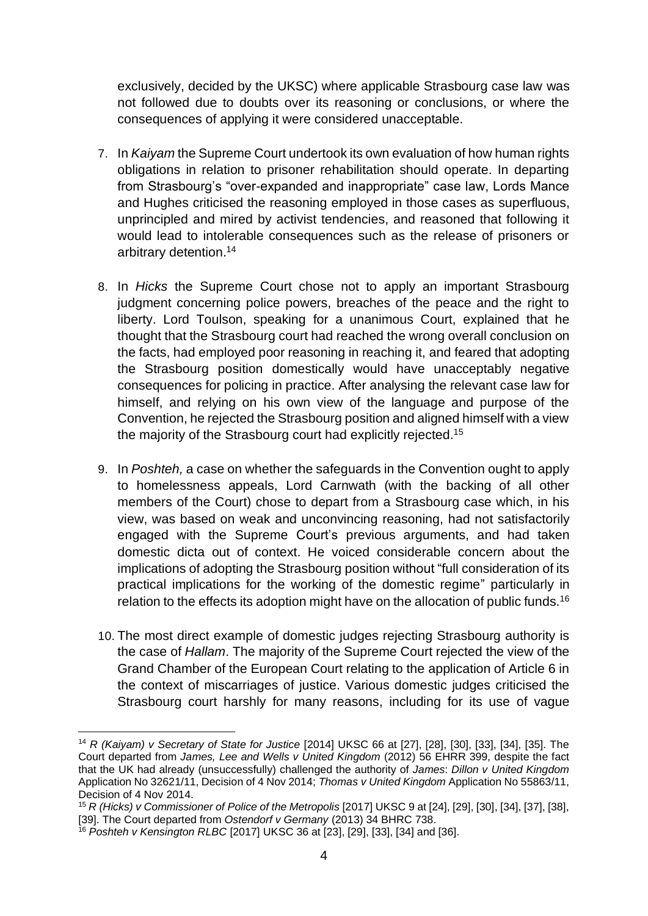exclusively, decided by the UKSC) where applicable Strasbourg case law was not followed due to doubts over its reasoning or conclusions, or where the consequences of applying it were considered unacceptable.

7. In *Kaiyam* the Supreme Court undertook its own evaluation of how human rights obligations in relation to prisoner rehabilitation should operate. In departing from Strasbourg's "over-expanded and inappropriate" case law, Lords Mance and Hughes criticised the reasoning employed in those cases as superfluous, unprincipled and mired by activist tendencies, and reasoned that following it would lead to intolerable consequences such as the release of prisoners or arbitrary detention.[14]

8. In *Hicks* the Supreme Court chose not to apply an important Strasbourg judgment concerning police powers, breaches of the peace and the right to liberty. Lord Toulson, speaking for a unanimous Court, explained that he thought that the Strasbourg court had reached the wrong overall conclusion on the facts, had employed poor reasoning in reaching it, and feared that adopting the Strasbourg position domestically would have unacceptably negative consequences for policing in practice. After analysing the relevant case law for himself, and relying on his own view of the language and purpose of the Convention, he rejected the Strasbourg position and aligned himself with a view the majority of the Strasbourg court had explicitly rejected.[15]

9. In *Poshteh,* a case on whether the safeguards in the Convention ought to apply to homelessness appeals, Lord Carnwath (with the backing of all other members of the Court) chose to depart from a Strasbourg case which, in his view, was based on weak and unconvincing reasoning, had not satisfactorily engaged with the Supreme Court's previous arguments, and had taken domestic dicta out of context. He voiced considerable concern about the implications of adopting the Strasbourg position without "full consideration of its practical implications for the working of the domestic regime" particularly in relation to the effects its adoption might have on the allocation of public funds.[16]

10. The most direct example of domestic judges rejecting Strasbourg authority is the case of *Hallam*. The majority of the Supreme Court rejected the view of the Grand Chamber of the European Court relating to the application of Article 6 in the context of miscarriages of justice. Various domestic judges criticised the Strasbourg court harshly for many reasons, including for its use of vague

---

[14] *R (Kaiyam) v Secretary of State for Justice* [2014] UKSC 66 at [27], [28], [30], [33], [34], [35]. The Court departed from *James, Lee and Wells v United Kingdom* (2012) 56 EHRR 399, despite the fact that the UK had already (unsuccessfully) challenged the authority of *James*: *Dillon v United Kingdom* Application No 32621/11, Decision of 4 Nov 2014; *Thomas v United Kingdom* Application No 55863/11, Decision of 4 Nov 2014.

[15] *R (Hicks) v Commissioner of Police of the Metropolis* [2017] UKSC 9 at [24], [29], [30], [34], [37], [38], [39]. The Court departed from *Ostendorf v Germany* (2013) 34 BHRC 738.

[16] *Poshteh v Kensington RLBC* [2017] UKSC 36 at [23], [29], [33], [34] and [36].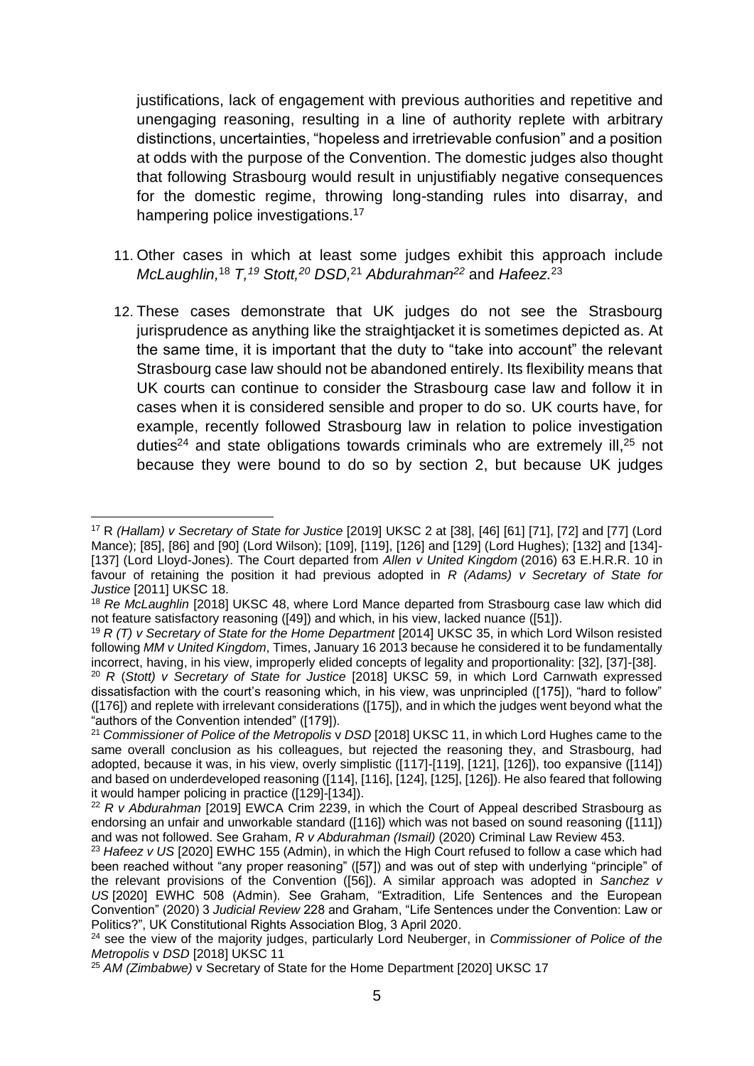justifications, lack of engagement with previous authorities and repetitive and unengaging reasoning, resulting in a line of authority replete with arbitrary distinctions, uncertainties, "hopeless and irretrievable confusion" and a position at odds with the purpose of the Convention. The domestic judges also thought that following Strasbourg would result in unjustifiably negative consequences for the domestic regime, throwing long-standing rules into disarray, and hampering police investigations.[17]

11. Other cases in which at least some judges exhibit this approach include *McLaughlin*,[18] *T*,[19] *Stott*,[20] *DSD*,[21] *Abdurahman*[22] and *Hafeez*.[23]

12. These cases demonstrate that UK judges do not see the Strasbourg jurisprudence as anything like the straightjacket it is sometimes depicted as. At the same time, it is important that the duty to "take into account" the relevant Strasbourg case law should not be abandoned entirely. Its flexibility means that UK courts can continue to consider the Strasbourg case law and follow it in cases when it is considered sensible and proper to do so. UK courts have, for example, recently followed Strasbourg law in relation to police investigation duties[24] and state obligations towards criminals who are extremely ill,[25] not because they were bound to do so by section 2, but because UK judges

---

[17] R *(Hallam) v Secretary of State for Justice* [2019] UKSC 2 at [38], [46] [61] [71], [72] and [77] (Lord Mance); [85], [86] and [90] (Lord Wilson); [109], [119], [126] and [129] (Lord Hughes); [132] and [134]-[137] (Lord Lloyd-Jones). The Court departed from *Allen v United Kingdom* (2016) 63 E.H.R.R. 10 in favour of retaining the position it had previous adopted in *R (Adams) v Secretary of State for Justice* [2011] UKSC 18.

[18] *Re McLaughlin* [2018] UKSC 48, where Lord Mance departed from Strasbourg case law which did not feature satisfactory reasoning ([49]) and which, in his view, lacked nuance ([51]).

[19] *R (T) v Secretary of State for the Home Department* [2014] UKSC 35, in which Lord Wilson resisted following *MM v United Kingdom*, Times, January 16 2013 because he considered it to be fundamentally incorrect, having, in his view, improperly elided concepts of legality and proportionality: [32], [37]-[38].

[20] *R (Stott) v Secretary of State for Justice* [2018] UKSC 59, in which Lord Carnwath expressed dissatisfaction with the court's reasoning which, in his view, was unprincipled ([175]), "hard to follow" ([176]) and replete with irrelevant considerations ([175]), and in which the judges went beyond what the "authors of the Convention intended" ([179]).

[21] *Commissioner of Police of the Metropolis* v *DSD* [2018] UKSC 11, in which Lord Hughes came to the same overall conclusion as his colleagues, but rejected the reasoning they, and Strasbourg, had adopted, because it was, in his view, overly simplistic ([117]-[119], [121], [126]), too expansive ([114]) and based on underdeveloped reasoning ([114], [116], [124], [125], [126]). He also feared that following it would hamper policing in practice ([129]-[134]).

[22] *R v Abdurahman* [2019] EWCA Crim 2239, in which the Court of Appeal described Strasbourg as endorsing an unfair and unworkable standard ([116]) which was not based on sound reasoning ([111]) and was not followed. See Graham, *R v Abdurahman (Ismail)* (2020) Criminal Law Review 453.

[23] *Hafeez v US* [2020] EWHC 155 (Admin), in which the High Court refused to follow a case which had been reached without "any proper reasoning" ([57]) and was out of step with underlying "principle" of the relevant provisions of the Convention ([56]). A similar approach was adopted in *Sanchez v US* [2020] EWHC 508 (Admin). See Graham, "Extradition, Life Sentences and the European Convention" (2020) 3 *Judicial Review* 228 and Graham, "Life Sentences under the Convention: Law or Politics?", UK Constitutional Rights Association Blog, 3 April 2020.

[24] see the view of the majority judges, particularly Lord Neuberger, in *Commissioner of Police of the Metropolis* v *DSD* [2018] UKSC 11

[25] *AM (Zimbabwe)* v Secretary of State for the Home Department [2020] UKSC 17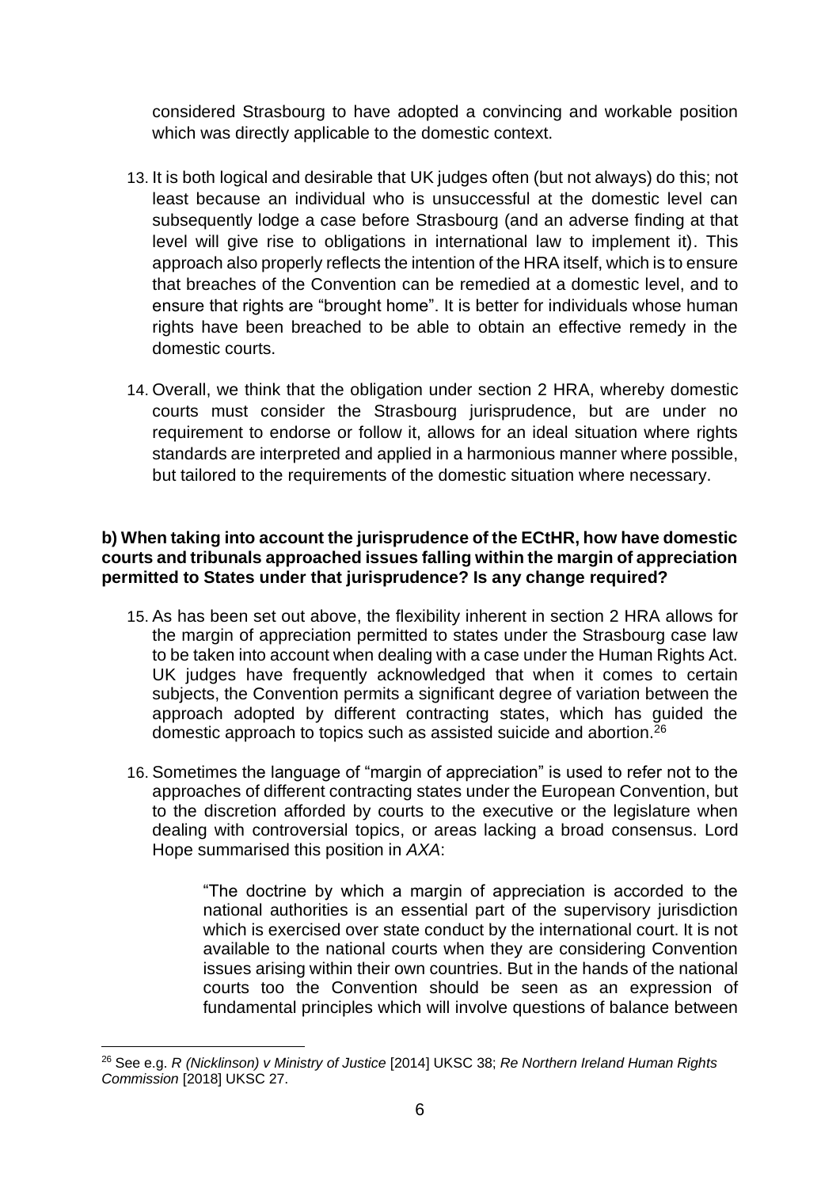considered Strasbourg to have adopted a convincing and workable position which was directly applicable to the domestic context.

13. It is both logical and desirable that UK judges often (but not always) do this; not least because an individual who is unsuccessful at the domestic level can subsequently lodge a case before Strasbourg (and an adverse finding at that level will give rise to obligations in international law to implement it). This approach also properly reflects the intention of the HRA itself, which is to ensure that breaches of the Convention can be remedied at a domestic level, and to ensure that rights are "brought home". It is better for individuals whose human rights have been breached to be able to obtain an effective remedy in the domestic courts.

14. Overall, we think that the obligation under section 2 HRA, whereby domestic courts must consider the Strasbourg jurisprudence, but are under no requirement to endorse or follow it, allows for an ideal situation where rights standards are interpreted and applied in a harmonious manner where possible, but tailored to the requirements of the domestic situation where necessary.

**b) When taking into account the jurisprudence of the ECtHR, how have domestic courts and tribunals approached issues falling within the margin of appreciation permitted to States under that jurisprudence? Is any change required?**

15. As has been set out above, the flexibility inherent in section 2 HRA allows for the margin of appreciation permitted to states under the Strasbourg case law to be taken into account when dealing with a case under the Human Rights Act. UK judges have frequently acknowledged that when it comes to certain subjects, the Convention permits a significant degree of variation between the approach adopted by different contracting states, which has guided the domestic approach to topics such as assisted suicide and abortion.[26]

16. Sometimes the language of "margin of appreciation" is used to refer not to the approaches of different contracting states under the European Convention, but to the discretion afforded by courts to the executive or the legislature when dealing with controversial topics, or areas lacking a broad consensus. Lord Hope summarised this position in *AXA*:

> "The doctrine by which a margin of appreciation is accorded to the national authorities is an essential part of the supervisory jurisdiction which is exercised over state conduct by the international court. It is not available to the national courts when they are considering Convention issues arising within their own countries. But in the hands of the national courts too the Convention should be seen as an expression of fundamental principles which will involve questions of balance between

[26] See e.g. *R (Nicklinson) v Ministry of Justice* [2014] UKSC 38; *Re Northern Ireland Human Rights Commission* [2018] UKSC 27.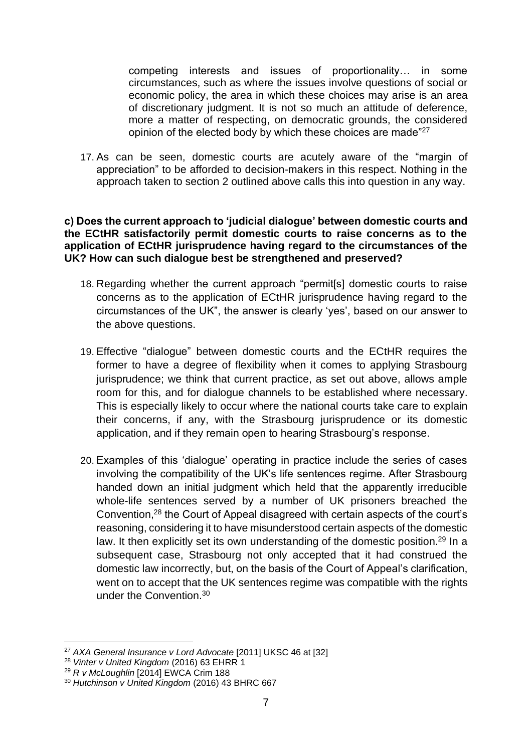competing interests and issues of proportionality… in some circumstances, such as where the issues involve questions of social or economic policy, the area in which these choices may arise is an area of discretionary judgment. It is not so much an attitude of deference, more a matter of respecting, on democratic grounds, the considered opinion of the elected body by which these choices are made"[27]

17. As can be seen, domestic courts are acutely aware of the "margin of appreciation" to be afforded to decision-makers in this respect. Nothing in the approach taken to section 2 outlined above calls this into question in any way.

**c) Does the current approach to 'judicial dialogue' between domestic courts and the ECtHR satisfactorily permit domestic courts to raise concerns as to the application of ECtHR jurisprudence having regard to the circumstances of the UK? How can such dialogue best be strengthened and preserved?**

18. Regarding whether the current approach "permit[s] domestic courts to raise concerns as to the application of ECtHR jurisprudence having regard to the circumstances of the UK", the answer is clearly 'yes', based on our answer to the above questions.

19. Effective "dialogue" between domestic courts and the ECtHR requires the former to have a degree of flexibility when it comes to applying Strasbourg jurisprudence; we think that current practice, as set out above, allows ample room for this, and for dialogue channels to be established where necessary. This is especially likely to occur where the national courts take care to explain their concerns, if any, with the Strasbourg jurisprudence or its domestic application, and if they remain open to hearing Strasbourg's response.

20. Examples of this 'dialogue' operating in practice include the series of cases involving the compatibility of the UK's life sentences regime. After Strasbourg handed down an initial judgment which held that the apparently irreducible whole-life sentences served by a number of UK prisoners breached the Convention,[28] the Court of Appeal disagreed with certain aspects of the court's reasoning, considering it to have misunderstood certain aspects of the domestic law. It then explicitly set its own understanding of the domestic position.[29] In a subsequent case, Strasbourg not only accepted that it had construed the domestic law incorrectly, but, on the basis of the Court of Appeal's clarification, went on to accept that the UK sentences regime was compatible with the rights under the Convention.[30]

---

[27] *AXA General Insurance v Lord Advocate* [2011] UKSC 46 at [32]

[28] *Vinter v United Kingdom* (2016) 63 EHRR 1

[29] *R v McLoughlin* [2014] EWCA Crim 188

[30] *Hutchinson v United Kingdom* (2016) 43 BHRC 667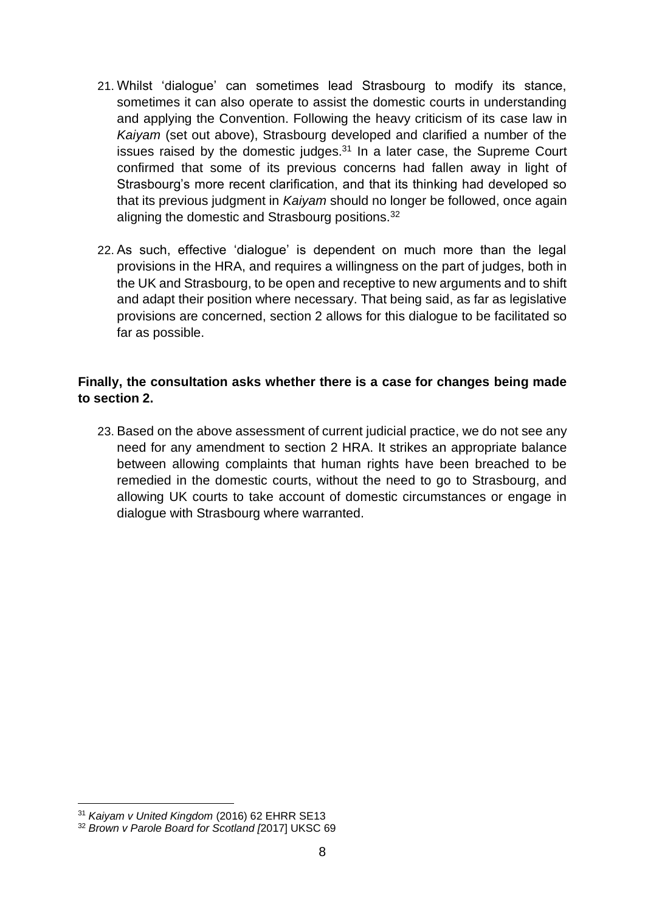21. Whilst 'dialogue' can sometimes lead Strasbourg to modify its stance, sometimes it can also operate to assist the domestic courts in understanding and applying the Convention. Following the heavy criticism of its case law in *Kaiyam* (set out above), Strasbourg developed and clarified a number of the issues raised by the domestic judges.[31] In a later case, the Supreme Court confirmed that some of its previous concerns had fallen away in light of Strasbourg's more recent clarification, and that its thinking had developed so that its previous judgment in *Kaiyam* should no longer be followed, once again aligning the domestic and Strasbourg positions.[32]

22. As such, effective 'dialogue' is dependent on much more than the legal provisions in the HRA, and requires a willingness on the part of judges, both in the UK and Strasbourg, to be open and receptive to new arguments and to shift and adapt their position where necessary. That being said, as far as legislative provisions are concerned, section 2 allows for this dialogue to be facilitated so far as possible.

**Finally, the consultation asks whether there is a case for changes being made to section 2.**

23. Based on the above assessment of current judicial practice, we do not see any need for any amendment to section 2 HRA. It strikes an appropriate balance between allowing complaints that human rights have been breached to be remedied in the domestic courts, without the need to go to Strasbourg, and allowing UK courts to take account of domestic circumstances or engage in dialogue with Strasbourg where warranted.

---

[31] *Kaiyam v United Kingdom* (2016) 62 EHRR SE13

[32] *Brown v Parole Board for Scotland [*2017] UKSC 69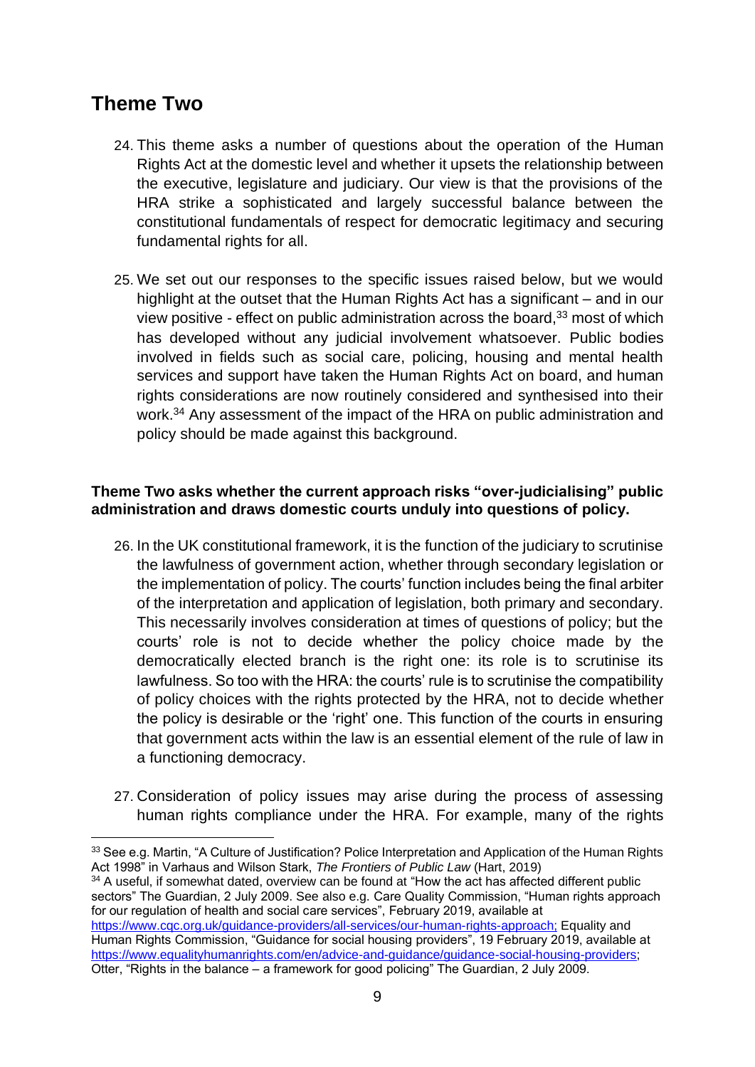## Theme Two

24. This theme asks a number of questions about the operation of the Human Rights Act at the domestic level and whether it upsets the relationship between the executive, legislature and judiciary. Our view is that the provisions of the HRA strike a sophisticated and largely successful balance between the constitutional fundamentals of respect for democratic legitimacy and securing fundamental rights for all.

25. We set out our responses to the specific issues raised below, but we would highlight at the outset that the Human Rights Act has a significant – and in our view positive - effect on public administration across the board,[33] most of which has developed without any judicial involvement whatsoever. Public bodies involved in fields such as social care, policing, housing and mental health services and support have taken the Human Rights Act on board, and human rights considerations are now routinely considered and synthesised into their work.[34] Any assessment of the impact of the HRA on public administration and policy should be made against this background.

**Theme Two asks whether the current approach risks "over-judicialising" public administration and draws domestic courts unduly into questions of policy.**

26. In the UK constitutional framework, it is the function of the judiciary to scrutinise the lawfulness of government action, whether through secondary legislation or the implementation of policy. The courts' function includes being the final arbiter of the interpretation and application of legislation, both primary and secondary. This necessarily involves consideration at times of questions of policy; but the courts' role is not to decide whether the policy choice made by the democratically elected branch is the right one: its role is to scrutinise its lawfulness. So too with the HRA: the courts' rule is to scrutinise the compatibility of policy choices with the rights protected by the HRA, not to decide whether the policy is desirable or the 'right' one. This function of the courts in ensuring that government acts within the law is an essential element of the rule of law in a functioning democracy.

27. Consideration of policy issues may arise during the process of assessing human rights compliance under the HRA. For example, many of the rights

---

[33] See e.g. Martin, "A Culture of Justification? Police Interpretation and Application of the Human Rights Act 1998" in Varhaus and Wilson Stark, *The Frontiers of Public Law* (Hart, 2019)

[34] A useful, if somewhat dated, overview can be found at "How the act has affected different public sectors" The Guardian, 2 July 2009. See also e.g. Care Quality Commission, "Human rights approach for our regulation of health and social care services", February 2019, available at https://www.cqc.org.uk/guidance-providers/all-services/our-human-rights-approach; Equality and Human Rights Commission, "Guidance for social housing providers", 19 February 2019, available at https://www.equalityhumanrights.com/en/advice-and-guidance/guidance-social-housing-providers; Otter, "Rights in the balance – a framework for good policing" The Guardian, 2 July 2009.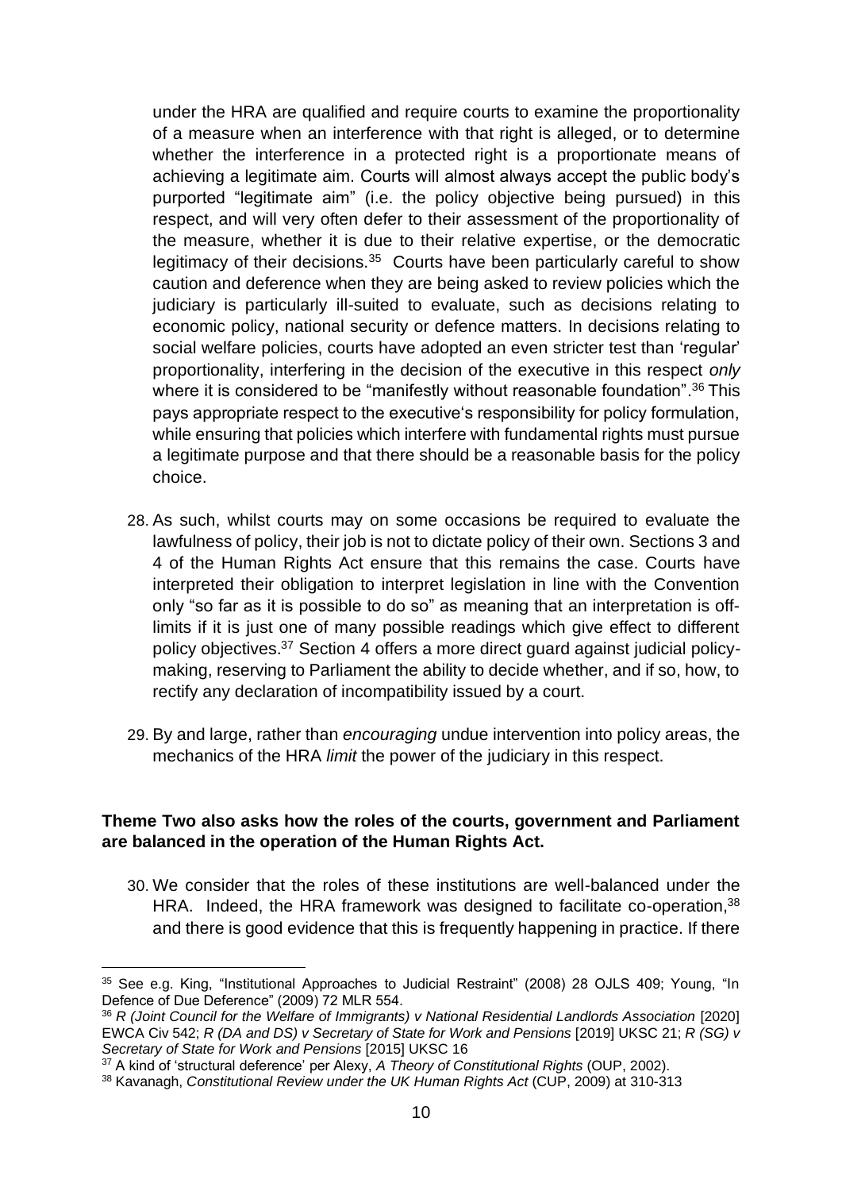under the HRA are qualified and require courts to examine the proportionality of a measure when an interference with that right is alleged, or to determine whether the interference in a protected right is a proportionate means of achieving a legitimate aim. Courts will almost always accept the public body's purported "legitimate aim" (i.e. the policy objective being pursued) in this respect, and will very often defer to their assessment of the proportionality of the measure, whether it is due to their relative expertise, or the democratic legitimacy of their decisions.[35] Courts have been particularly careful to show caution and deference when they are being asked to review policies which the judiciary is particularly ill-suited to evaluate, such as decisions relating to economic policy, national security or defence matters. In decisions relating to social welfare policies, courts have adopted an even stricter test than 'regular' proportionality, interfering in the decision of the executive in this respect *only* where it is considered to be "manifestly without reasonable foundation".[36] This pays appropriate respect to the executive's responsibility for policy formulation, while ensuring that policies which interfere with fundamental rights must pursue a legitimate purpose and that there should be a reasonable basis for the policy choice.

28. As such, whilst courts may on some occasions be required to evaluate the lawfulness of policy, their job is not to dictate policy of their own. Sections 3 and 4 of the Human Rights Act ensure that this remains the case. Courts have interpreted their obligation to interpret legislation in line with the Convention only "so far as it is possible to do so" as meaning that an interpretation is off-limits if it is just one of many possible readings which give effect to different policy objectives.[37] Section 4 offers a more direct guard against judicial policy-making, reserving to Parliament the ability to decide whether, and if so, how, to rectify any declaration of incompatibility issued by a court.

29. By and large, rather than *encouraging* undue intervention into policy areas, the mechanics of the HRA *limit* the power of the judiciary in this respect.

**Theme Two also asks how the roles of the courts, government and Parliament are balanced in the operation of the Human Rights Act.**

30. We consider that the roles of these institutions are well-balanced under the HRA. Indeed, the HRA framework was designed to facilitate co-operation,[38] and there is good evidence that this is frequently happening in practice. If there

---

[35] See e.g. King, "Institutional Approaches to Judicial Restraint" (2008) 28 OJLS 409; Young, "In Defence of Due Deference" (2009) 72 MLR 554.

[36] *R (Joint Council for the Welfare of Immigrants) v National Residential Landlords Association* [2020] EWCA Civ 542; *R (DA and DS) v Secretary of State for Work and Pensions* [2019] UKSC 21; *R (SG) v Secretary of State for Work and Pensions* [2015] UKSC 16

[37] A kind of 'structural deference' per Alexy, *A Theory of Constitutional Rights* (OUP, 2002).

[38] Kavanagh, *Constitutional Review under the UK Human Rights Act* (CUP, 2009) at 310-313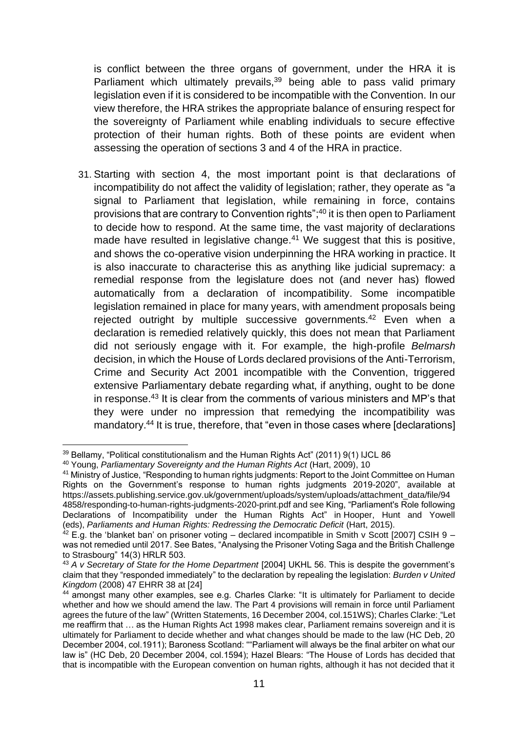is conflict between the three organs of government, under the HRA it is Parliament which ultimately prevails,[39] being able to pass valid primary legislation even if it is considered to be incompatible with the Convention. In our view therefore, the HRA strikes the appropriate balance of ensuring respect for the sovereignty of Parliament while enabling individuals to secure effective protection of their human rights. Both of these points are evident when assessing the operation of sections 3 and 4 of the HRA in practice.

31. Starting with section 4, the most important point is that declarations of incompatibility do not affect the validity of legislation; rather, they operate as "a signal to Parliament that legislation, while remaining in force, contains provisions that are contrary to Convention rights";[40] it is then open to Parliament to decide how to respond. At the same time, the vast majority of declarations made have resulted in legislative change.[41] We suggest that this is positive, and shows the co-operative vision underpinning the HRA working in practice. It is also inaccurate to characterise this as anything like judicial supremacy: a remedial response from the legislature does not (and never has) flowed automatically from a declaration of incompatibility. Some incompatible legislation remained in place for many years, with amendment proposals being rejected outright by multiple successive governments.[42] Even when a declaration is remedied relatively quickly, this does not mean that Parliament did not seriously engage with it. For example, the high-profile *Belmarsh* decision, in which the House of Lords declared provisions of the Anti-Terrorism, Crime and Security Act 2001 incompatible with the Convention, triggered extensive Parliamentary debate regarding what, if anything, ought to be done in response.[43] It is clear from the comments of various ministers and MP's that they were under no impression that remedying the incompatibility was mandatory.[44] It is true, therefore, that "even in those cases where [declarations]

---

[39] Bellamy, "Political constitutionalism and the Human Rights Act" (2011) 9(1) IJCL 86

[40] Young, *Parliamentary Sovereignty and the Human Rights Act* (Hart, 2009), 10

[41] Ministry of Justice, "Responding to human rights judgments: Report to the Joint Committee on Human Rights on the Government's response to human rights judgments 2019-2020", available at https://assets.publishing.service.gov.uk/government/uploads/system/uploads/attachment_data/file/94 4858/responding-to-human-rights-judgments-2020-print.pdf and see King, "Parliament's Role following Declarations of Incompatibility under the Human Rights Act" in Hooper, Hunt and Yowell (eds), *Parliaments and Human Rights: Redressing the Democratic Deficit* (Hart, 2015).

[42] E.g. the 'blanket ban' on prisoner voting – declared incompatible in Smith v Scott [2007] CSIH 9 – was not remedied until 2017. See Bates, "Analysing the Prisoner Voting Saga and the British Challenge to Strasbourg" 14(3) HRLR 503.

[43] *A v Secretary of State for the Home Department* [2004] UKHL 56. This is despite the government's claim that they "responded immediately" to the declaration by repealing the legislation: *Burden v United Kingdom* (2008) 47 EHRR 38 at [24]

[44] amongst many other examples, see e.g. Charles Clarke: "It is ultimately for Parliament to decide whether and how we should amend the law. The Part 4 provisions will remain in force until Parliament agrees the future of the law" (Written Statements, 16 December 2004, col.151WS); Charles Clarke: "Let me reaffirm that … as the Human Rights Act 1998 makes clear, Parliament remains sovereign and it is ultimately for Parliament to decide whether and what changes should be made to the law (HC Deb, 20 December 2004, col.1911); Baroness Scotland: ""Parliament will always be the final arbiter on what our law is" (HC Deb, 20 December 2004, col.1594); Hazel Blears: "The House of Lords has decided that that is incompatible with the European convention on human rights, although it has not decided that it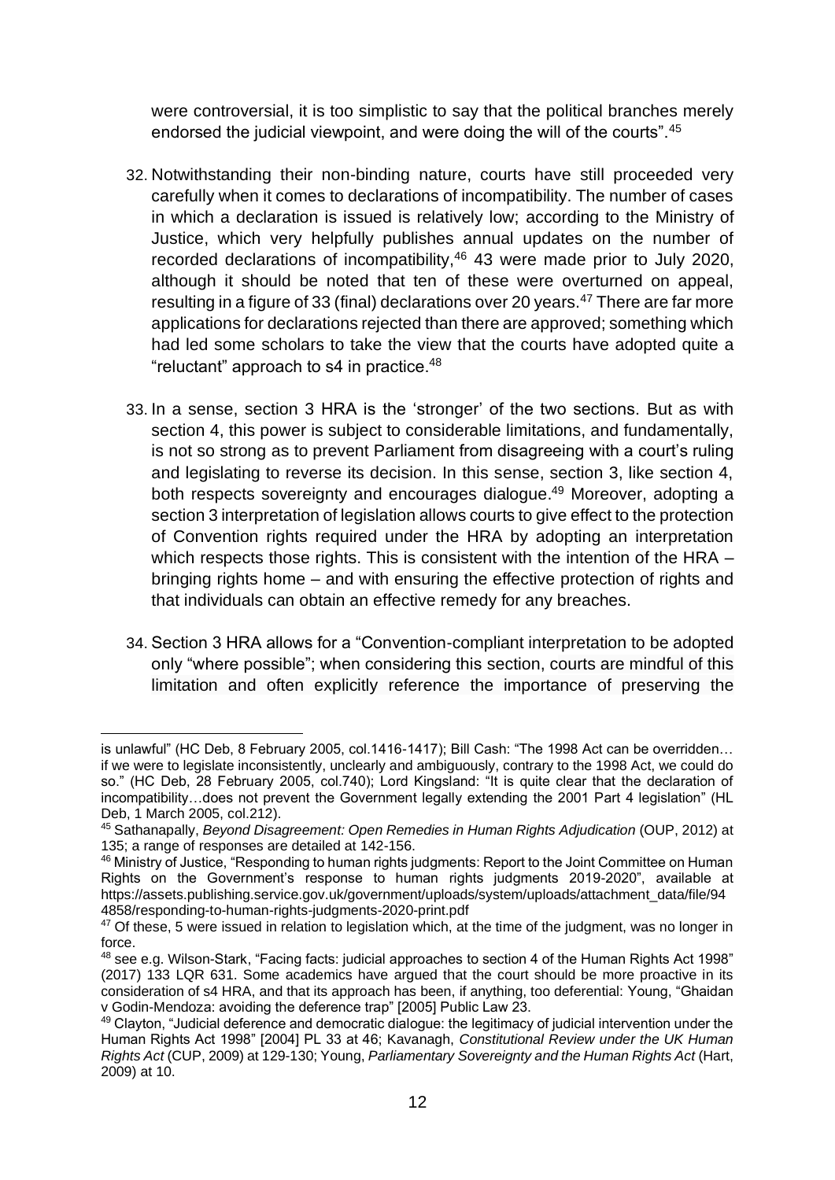were controversial, it is too simplistic to say that the political branches merely endorsed the judicial viewpoint, and were doing the will of the courts".[45]

32. Notwithstanding their non-binding nature, courts have still proceeded very carefully when it comes to declarations of incompatibility. The number of cases in which a declaration is issued is relatively low; according to the Ministry of Justice, which very helpfully publishes annual updates on the number of recorded declarations of incompatibility,[46] 43 were made prior to July 2020, although it should be noted that ten of these were overturned on appeal, resulting in a figure of 33 (final) declarations over 20 years.[47] There are far more applications for declarations rejected than there are approved; something which had led some scholars to take the view that the courts have adopted quite a "reluctant" approach to s4 in practice.[48]

33. In a sense, section 3 HRA is the 'stronger' of the two sections. But as with section 4, this power is subject to considerable limitations, and fundamentally, is not so strong as to prevent Parliament from disagreeing with a court's ruling and legislating to reverse its decision. In this sense, section 3, like section 4, both respects sovereignty and encourages dialogue.[49] Moreover, adopting a section 3 interpretation of legislation allows courts to give effect to the protection of Convention rights required under the HRA by adopting an interpretation which respects those rights. This is consistent with the intention of the HRA – bringing rights home – and with ensuring the effective protection of rights and that individuals can obtain an effective remedy for any breaches.

34. Section 3 HRA allows for a "Convention-compliant interpretation to be adopted only "where possible"; when considering this section, courts are mindful of this limitation and often explicitly reference the importance of preserving the

---

is unlawful" (HC Deb, 8 February 2005, col.1416-1417); Bill Cash: "The 1998 Act can be overridden… if we were to legislate inconsistently, unclearly and ambiguously, contrary to the 1998 Act, we could do so." (HC Deb, 28 February 2005, col.740); Lord Kingsland: "It is quite clear that the declaration of incompatibility…does not prevent the Government legally extending the 2001 Part 4 legislation" (HL Deb, 1 March 2005, col.212).

[45] Sathanapally, *Beyond Disagreement: Open Remedies in Human Rights Adjudication* (OUP, 2012) at 135; a range of responses are detailed at 142-156.

[46] Ministry of Justice, "Responding to human rights judgments: Report to the Joint Committee on Human Rights on the Government's response to human rights judgments 2019-2020", available at https://assets.publishing.service.gov.uk/government/uploads/system/uploads/attachment_data/file/944858/responding-to-human-rights-judgments-2020-print.pdf

[47] Of these, 5 were issued in relation to legislation which, at the time of the judgment, was no longer in force.

[48] see e.g. Wilson-Stark, "Facing facts: judicial approaches to section 4 of the Human Rights Act 1998" (2017) 133 LQR 631. Some academics have argued that the court should be more proactive in its consideration of s4 HRA, and that its approach has been, if anything, too deferential: Young, "Ghaidan v Godin-Mendoza: avoiding the deference trap" [2005] Public Law 23.

[49] Clayton, "Judicial deference and democratic dialogue: the legitimacy of judicial intervention under the Human Rights Act 1998" [2004] PL 33 at 46; Kavanagh, *Constitutional Review under the UK Human Rights Act* (CUP, 2009) at 129-130; Young, *Parliamentary Sovereignty and the Human Rights Act* (Hart, 2009) at 10.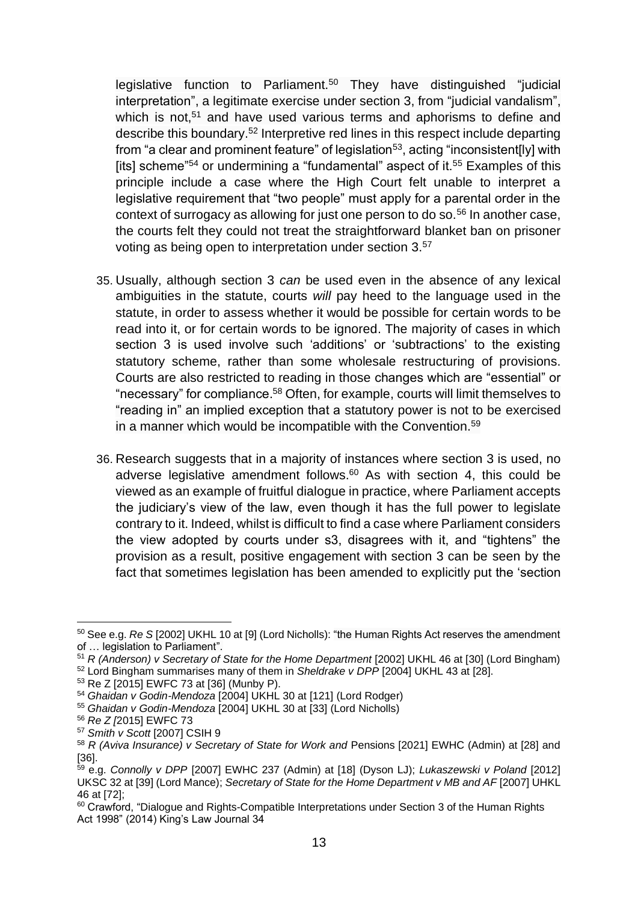legislative function to Parliament.[50] They have distinguished "judicial interpretation", a legitimate exercise under section 3, from "judicial vandalism", which is not,[51] and have used various terms and aphorisms to define and describe this boundary.[52] Interpretive red lines in this respect include departing from "a clear and prominent feature" of legislation[53], acting "inconsistent[ly] with [its] scheme"[54] or undermining a "fundamental" aspect of it.[55] Examples of this principle include a case where the High Court felt unable to interpret a legislative requirement that "two people" must apply for a parental order in the context of surrogacy as allowing for just one person to do so.[56] In another case, the courts felt they could not treat the straightforward blanket ban on prisoner voting as being open to interpretation under section 3.[57]

35. Usually, although section 3 *can* be used even in the absence of any lexical ambiguities in the statute, courts *will* pay heed to the language used in the statute, in order to assess whether it would be possible for certain words to be read into it, or for certain words to be ignored. The majority of cases in which section 3 is used involve such 'additions' or 'subtractions' to the existing statutory scheme, rather than some wholesale restructuring of provisions. Courts are also restricted to reading in those changes which are "essential" or "necessary" for compliance.[58] Often, for example, courts will limit themselves to "reading in" an implied exception that a statutory power is not to be exercised in a manner which would be incompatible with the Convention.[59]

36. Research suggests that in a majority of instances where section 3 is used, no adverse legislative amendment follows.[60] As with section 4, this could be viewed as an example of fruitful dialogue in practice, where Parliament accepts the judiciary's view of the law, even though it has the full power to legislate contrary to it. Indeed, whilst is difficult to find a case where Parliament considers the view adopted by courts under s3, disagrees with it, and "tightens" the provision as a result, positive engagement with section 3 can be seen by the fact that sometimes legislation has been amended to explicitly put the 'section

---

[50] See e.g. *Re S* [2002] UKHL 10 at [9] (Lord Nicholls): "the Human Rights Act reserves the amendment of … legislation to Parliament".

[51] *R (Anderson) v Secretary of State for the Home Department* [2002] UKHL 46 at [30] (Lord Bingham)

[52] Lord Bingham summarises many of them in *Sheldrake v DPP* [2004] UKHL 43 at [28].

[53] Re Z [2015] EWFC 73 at [36] (Munby P).

[54] *Ghaidan v Godin-Mendoza* [2004] UKHL 30 at [121] (Lord Rodger)

[55] *Ghaidan v Godin-Mendoza* [2004] UKHL 30 at [33] (Lord Nicholls)

[56] *Re Z [*2015] EWFC 73

[57] *Smith v Scott* [2007] CSIH 9

[58] *R (Aviva Insurance) v Secretary of State for Work and* Pensions [2021] EWHC (Admin) at [28] and [36].

[59] e.g. *Connolly v DPP* [2007] EWHC 237 (Admin) at [18] (Dyson LJ); *Lukaszewski v Poland* [2012] UKSC 32 at [39] (Lord Mance); *Secretary of State for the Home Department v MB and AF* [2007] UKHL 46 at [72];

[60] Crawford, "Dialogue and Rights-Compatible Interpretations under Section 3 of the Human Rights Act 1998" (2014) King's Law Journal 34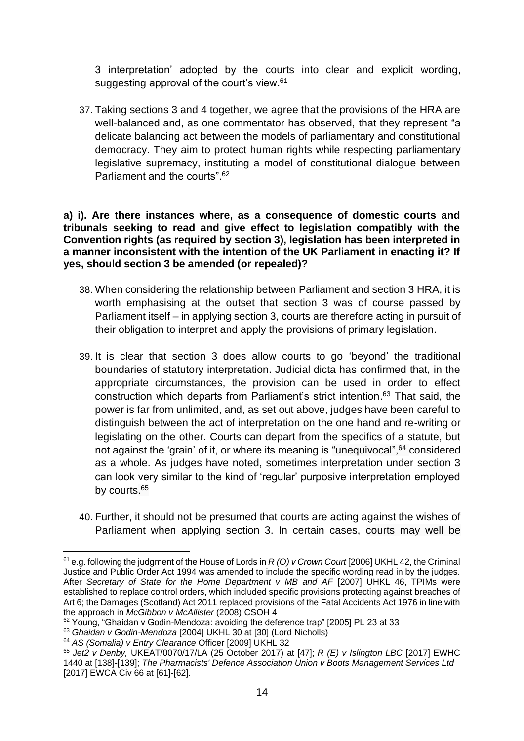3 interpretation' adopted by the courts into clear and explicit wording, suggesting approval of the court's view.[61]

37. Taking sections 3 and 4 together, we agree that the provisions of the HRA are well-balanced and, as one commentator has observed, that they represent "a delicate balancing act between the models of parliamentary and constitutional democracy. They aim to protect human rights while respecting parliamentary legislative supremacy, instituting a model of constitutional dialogue between Parliament and the courts".[62]

**a) i). Are there instances where, as a consequence of domestic courts and tribunals seeking to read and give effect to legislation compatibly with the Convention rights (as required by section 3), legislation has been interpreted in a manner inconsistent with the intention of the UK Parliament in enacting it? If yes, should section 3 be amended (or repealed)?**

38. When considering the relationship between Parliament and section 3 HRA, it is worth emphasising at the outset that section 3 was of course passed by Parliament itself – in applying section 3, courts are therefore acting in pursuit of their obligation to interpret and apply the provisions of primary legislation.

39. It is clear that section 3 does allow courts to go 'beyond' the traditional boundaries of statutory interpretation. Judicial dicta has confirmed that, in the appropriate circumstances, the provision can be used in order to effect construction which departs from Parliament's strict intention.[63] That said, the power is far from unlimited, and, as set out above, judges have been careful to distinguish between the act of interpretation on the one hand and re-writing or legislating on the other. Courts can depart from the specifics of a statute, but not against the 'grain' of it, or where its meaning is "unequivocal",[64] considered as a whole. As judges have noted, sometimes interpretation under section 3 can look very similar to the kind of 'regular' purposive interpretation employed by courts.[65]

40. Further, it should not be presumed that courts are acting against the wishes of Parliament when applying section 3. In certain cases, courts may well be

---

[61] e.g. following the judgment of the House of Lords in *R (O) v Crown Court* [2006] UKHL 42, the Criminal Justice and Public Order Act 1994 was amended to include the specific wording read in by the judges. After *Secretary of State for the Home Department v MB and AF* [2007] UKHL 46, TPIMs were established to replace control orders, which included specific provisions protecting against breaches of Art 6; the Damages (Scotland) Act 2011 replaced provisions of the Fatal Accidents Act 1976 in line with the approach in *McGibbon v McAllister* (2008) CSOH 4

[62] Young, "Ghaidan v Godin-Mendoza: avoiding the deference trap" [2005] PL 23 at 33

[63] *Ghaidan v Godin-Mendoza* [2004] UKHL 30 at [30] (Lord Nicholls)

[64] *AS (Somalia) v Entry Clearance* Officer [2009] UKHL 32

[65] *Jet2 v Denby,* UKEAT/0070/17/LA (25 October 2017) at [47]; *R (E) v Islington LBC* [2017] EWHC 1440 at [138]-[139]; *The Pharmacists' Defence Association Union v Boots Management Services Ltd* [2017] EWCA Civ 66 at [61]-[62].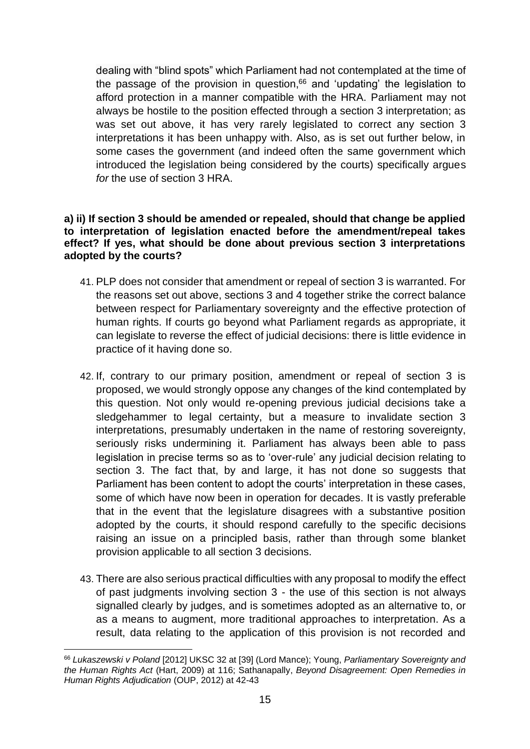dealing with "blind spots" which Parliament had not contemplated at the time of the passage of the provision in question,[66] and 'updating' the legislation to afford protection in a manner compatible with the HRA. Parliament may not always be hostile to the position effected through a section 3 interpretation; as was set out above, it has very rarely legislated to correct any section 3 interpretations it has been unhappy with. Also, as is set out further below, in some cases the government (and indeed often the same government which introduced the legislation being considered by the courts) specifically argues *for* the use of section 3 HRA.

**a) ii) If section 3 should be amended or repealed, should that change be applied to interpretation of legislation enacted before the amendment/repeal takes effect? If yes, what should be done about previous section 3 interpretations adopted by the courts?**

41. PLP does not consider that amendment or repeal of section 3 is warranted. For the reasons set out above, sections 3 and 4 together strike the correct balance between respect for Parliamentary sovereignty and the effective protection of human rights. If courts go beyond what Parliament regards as appropriate, it can legislate to reverse the effect of judicial decisions: there is little evidence in practice of it having done so.

42. If, contrary to our primary position, amendment or repeal of section 3 is proposed, we would strongly oppose any changes of the kind contemplated by this question. Not only would re-opening previous judicial decisions take a sledgehammer to legal certainty, but a measure to invalidate section 3 interpretations, presumably undertaken in the name of restoring sovereignty, seriously risks undermining it. Parliament has always been able to pass legislation in precise terms so as to 'over-rule' any judicial decision relating to section 3. The fact that, by and large, it has not done so suggests that Parliament has been content to adopt the courts' interpretation in these cases, some of which have now been in operation for decades. It is vastly preferable that in the event that the legislature disagrees with a substantive position adopted by the courts, it should respond carefully to the specific decisions raising an issue on a principled basis, rather than through some blanket provision applicable to all section 3 decisions.

43. There are also serious practical difficulties with any proposal to modify the effect of past judgments involving section 3 - the use of this section is not always signalled clearly by judges, and is sometimes adopted as an alternative to, or as a means to augment, more traditional approaches to interpretation. As a result, data relating to the application of this provision is not recorded and

---

[66] *Lukaszewski v Poland* [2012] UKSC 32 at [39] (Lord Mance); Young, *Parliamentary Sovereignty and the Human Rights Act* (Hart, 2009) at 116; Sathanapally, *Beyond Disagreement: Open Remedies in Human Rights Adjudication* (OUP, 2012) at 42-43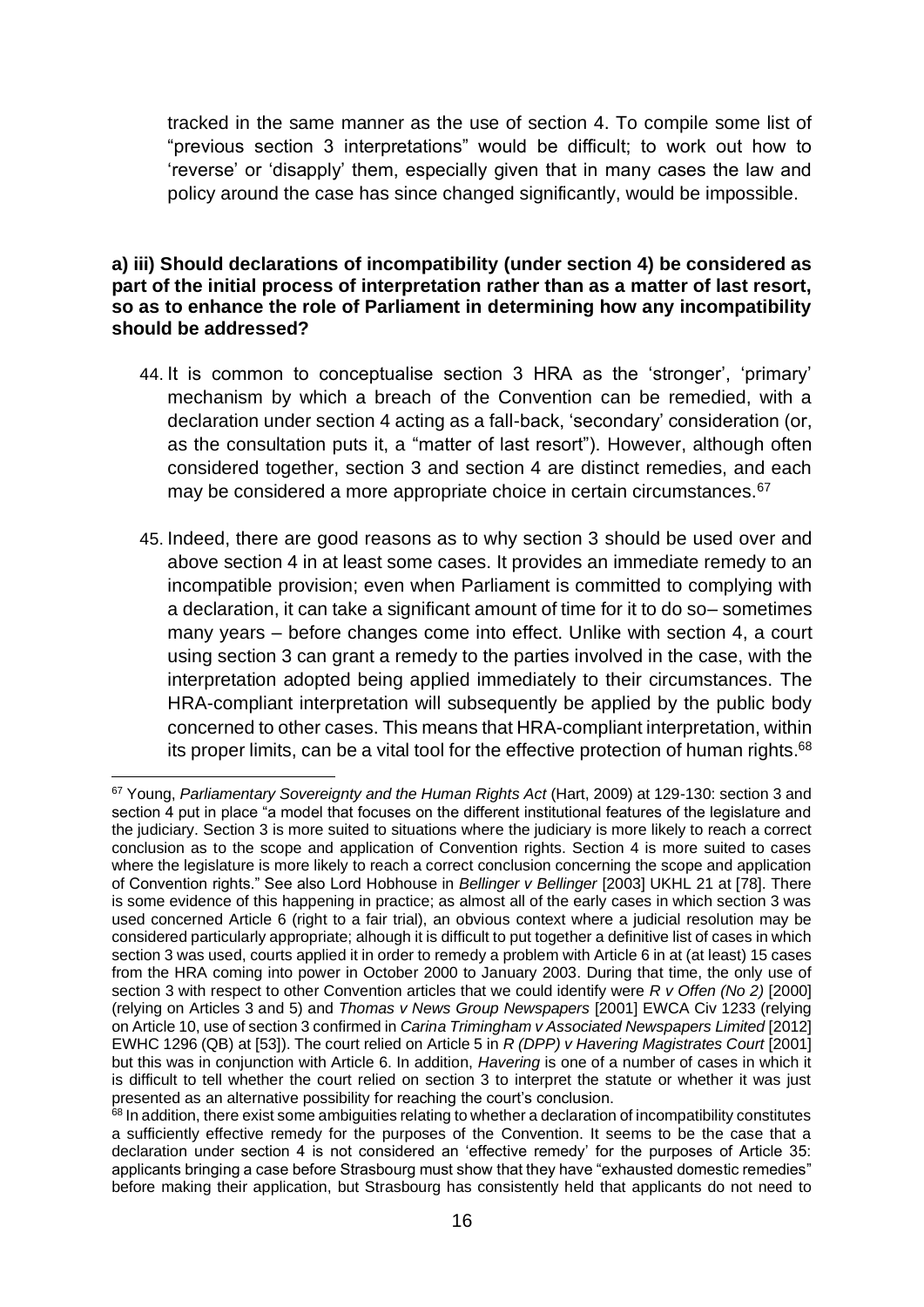tracked in the same manner as the use of section 4. To compile some list of "previous section 3 interpretations" would be difficult; to work out how to 'reverse' or 'disapply' them, especially given that in many cases the law and policy around the case has since changed significantly, would be impossible.

**a) iii) Should declarations of incompatibility (under section 4) be considered as part of the initial process of interpretation rather than as a matter of last resort, so as to enhance the role of Parliament in determining how any incompatibility should be addressed?**

44. It is common to conceptualise section 3 HRA as the 'stronger', 'primary' mechanism by which a breach of the Convention can be remedied, with a declaration under section 4 acting as a fall-back, 'secondary' consideration (or, as the consultation puts it, a "matter of last resort"). However, although often considered together, section 3 and section 4 are distinct remedies, and each may be considered a more appropriate choice in certain circumstances.[67]

45. Indeed, there are good reasons as to why section 3 should be used over and above section 4 in at least some cases. It provides an immediate remedy to an incompatible provision; even when Parliament is committed to complying with a declaration, it can take a significant amount of time for it to do so– sometimes many years – before changes come into effect. Unlike with section 4, a court using section 3 can grant a remedy to the parties involved in the case, with the interpretation adopted being applied immediately to their circumstances. The HRA-compliant interpretation will subsequently be applied by the public body concerned to other cases. This means that HRA-compliant interpretation, within its proper limits, can be a vital tool for the effective protection of human rights.[68]

---

[67] Young, *Parliamentary Sovereignty and the Human Rights Act* (Hart, 2009) at 129-130: section 3 and section 4 put in place "a model that focuses on the different institutional features of the legislature and the judiciary. Section 3 is more suited to situations where the judiciary is more likely to reach a correct conclusion as to the scope and application of Convention rights. Section 4 is more suited to cases where the legislature is more likely to reach a correct conclusion concerning the scope and application of Convention rights." See also Lord Hobhouse in *Bellinger v Bellinger* [2003] UKHL 21 at [78]. There is some evidence of this happening in practice; as almost all of the early cases in which section 3 was used concerned Article 6 (right to a fair trial), an obvious context where a judicial resolution may be considered particularly appropriate; alhough it is difficult to put together a definitive list of cases in which section 3 was used, courts applied it in order to remedy a problem with Article 6 in at (at least) 15 cases from the HRA coming into power in October 2000 to January 2003. During that time, the only use of section 3 with respect to other Convention articles that we could identify were *R v Offen (No 2)* [2000] (relying on Articles 3 and 5) and *Thomas v News Group Newspapers* [2001] EWCA Civ 1233 (relying on Article 10, use of section 3 confirmed in *Carina Trimingham v Associated Newspapers Limited* [2012] EWHC 1296 (QB) at [53]). The court relied on Article 5 in *R (DPP) v Havering Magistrates Court* [2001] but this was in conjunction with Article 6. In addition, *Havering* is one of a number of cases in which it is difficult to tell whether the court relied on section 3 to interpret the statute or whether it was just presented as an alternative possibility for reaching the court's conclusion.

[68] In addition, there exist some ambiguities relating to whether a declaration of incompatibility constitutes a sufficiently effective remedy for the purposes of the Convention. It seems to be the case that a declaration under section 4 is not considered an 'effective remedy' for the purposes of Article 35: applicants bringing a case before Strasbourg must show that they have "exhausted domestic remedies" before making their application, but Strasbourg has consistently held that applicants do not need to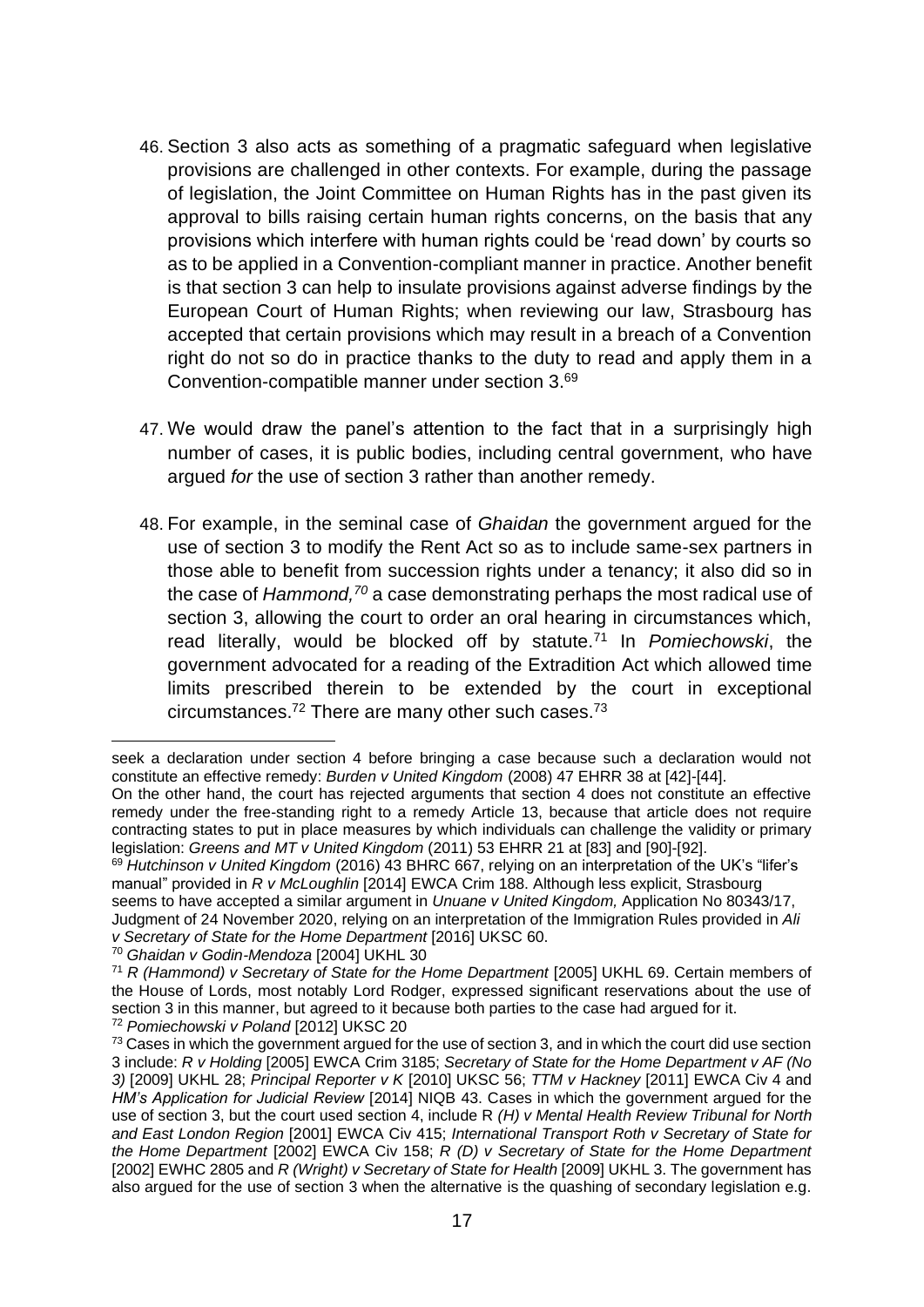46. Section 3 also acts as something of a pragmatic safeguard when legislative provisions are challenged in other contexts. For example, during the passage of legislation, the Joint Committee on Human Rights has in the past given its approval to bills raising certain human rights concerns, on the basis that any provisions which interfere with human rights could be 'read down' by courts so as to be applied in a Convention-compliant manner in practice. Another benefit is that section 3 can help to insulate provisions against adverse findings by the European Court of Human Rights; when reviewing our law, Strasbourg has accepted that certain provisions which may result in a breach of a Convention right do not so do in practice thanks to the duty to read and apply them in a Convention-compatible manner under section 3.[69]

47. We would draw the panel's attention to the fact that in a surprisingly high number of cases, it is public bodies, including central government, who have argued *for* the use of section 3 rather than another remedy.

48. For example, in the seminal case of *Ghaidan* the government argued for the use of section 3 to modify the Rent Act so as to include same-sex partners in those able to benefit from succession rights under a tenancy; it also did so in the case of *Hammond,*[70] a case demonstrating perhaps the most radical use of section 3, allowing the court to order an oral hearing in circumstances which, read literally, would be blocked off by statute.[71] In *Pomiechowski*, the government advocated for a reading of the Extradition Act which allowed time limits prescribed therein to be extended by the court in exceptional circumstances.[72] There are many other such cases.[73]

---

seek a declaration under section 4 before bringing a case because such a declaration would not constitute an effective remedy: *Burden v United Kingdom* (2008) 47 EHRR 38 at [42]-[44].

On the other hand, the court has rejected arguments that section 4 does not constitute an effective remedy under the free-standing right to a remedy Article 13, because that article does not require contracting states to put in place measures by which individuals can challenge the validity or primary legislation: *Greens and MT v United Kingdom* (2011) 53 EHRR 21 at [83] and [90]-[92].

[69] *Hutchinson v United Kingdom* (2016) 43 BHRC 667, relying on an interpretation of the UK's "lifer's manual" provided in *R v McLoughlin* [2014] EWCA Crim 188. Although less explicit, Strasbourg seems to have accepted a similar argument in *Unuane v United Kingdom,* Application No 80343/17, Judgment of 24 November 2020, relying on an interpretation of the Immigration Rules provided in *Ali v Secretary of State for the Home Department* [2016] UKSC 60.

[70] *Ghaidan v Godin-Mendoza* [2004] UKHL 30

[71] *R (Hammond) v Secretary of State for the Home Department* [2005] UKHL 69. Certain members of the House of Lords, most notably Lord Rodger, expressed significant reservations about the use of section 3 in this manner, but agreed to it because both parties to the case had argued for it.

[72] *Pomiechowski v Poland* [2012] UKSC 20

[73] Cases in which the government argued for the use of section 3, and in which the court did use section 3 include: *R v Holding* [2005] EWCA Crim 3185; *Secretary of State for the Home Department v AF (No 3)* [2009] UKHL 28; *Principal Reporter v K* [2010] UKSC 56; *TTM v Hackney* [2011] EWCA Civ 4 and *HM's Application for Judicial Review* [2014] NIQB 43. Cases in which the government argued for the use of section 3, but the court used section 4, include R *(H) v Mental Health Review Tribunal for North and East London Region* [2001] EWCA Civ 415; *International Transport Roth v Secretary of State for the Home Department* [2002] EWCA Civ 158; *R (D) v Secretary of State for the Home Department* [2002] EWHC 2805 and *R (Wright) v Secretary of State for Health* [2009] UKHL 3. The government has also argued for the use of section 3 when the alternative is the quashing of secondary legislation e.g.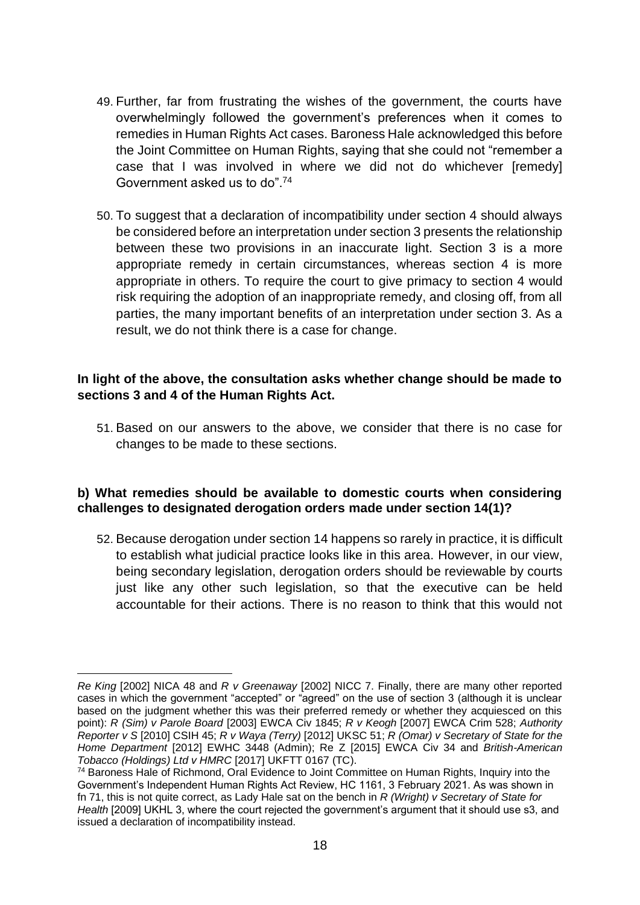49. Further, far from frustrating the wishes of the government, the courts have overwhelmingly followed the government's preferences when it comes to remedies in Human Rights Act cases. Baroness Hale acknowledged this before the Joint Committee on Human Rights, saying that she could not "remember a case that I was involved in where we did not do whichever [remedy] Government asked us to do".[74]

50. To suggest that a declaration of incompatibility under section 4 should always be considered before an interpretation under section 3 presents the relationship between these two provisions in an inaccurate light. Section 3 is a more appropriate remedy in certain circumstances, whereas section 4 is more appropriate in others. To require the court to give primacy to section 4 would risk requiring the adoption of an inappropriate remedy, and closing off, from all parties, the many important benefits of an interpretation under section 3. As a result, we do not think there is a case for change.

**In light of the above, the consultation asks whether change should be made to sections 3 and 4 of the Human Rights Act.**

51. Based on our answers to the above, we consider that there is no case for changes to be made to these sections.

**b) What remedies should be available to domestic courts when considering challenges to designated derogation orders made under section 14(1)?**

52. Because derogation under section 14 happens so rarely in practice, it is difficult to establish what judicial practice looks like in this area. However, in our view, being secondary legislation, derogation orders should be reviewable by courts just like any other such legislation, so that the executive can be held accountable for their actions. There is no reason to think that this would not

---

*Re King* [2002] NICA 48 and *R v Greenaway* [2002] NICC 7. Finally, there are many other reported cases in which the government "accepted" or "agreed" on the use of section 3 (although it is unclear based on the judgment whether this was their preferred remedy or whether they acquiesced on this point): *R (Sim) v Parole Board* [2003] EWCA Civ 1845; *R v Keogh* [2007] EWCA Crim 528; *Authority Reporter v S* [2010] CSIH 45; *R v Waya (Terry)* [2012] UKSC 51; *R (Omar) v Secretary of State for the Home Department* [2012] EWHC 3448 (Admin); Re Z [2015] EWCA Civ 34 and *British-American Tobacco (Holdings) Ltd v HMRC* [2017] UKFTT 0167 (TC).

[74] Baroness Hale of Richmond, Oral Evidence to Joint Committee on Human Rights, Inquiry into the Government's Independent Human Rights Act Review, HC 1161, 3 February 2021. As was shown in fn 71, this is not quite correct, as Lady Hale sat on the bench in *R (Wright) v Secretary of State for Health* [2009] UKHL 3, where the court rejected the government's argument that it should use s3, and issued a declaration of incompatibility instead.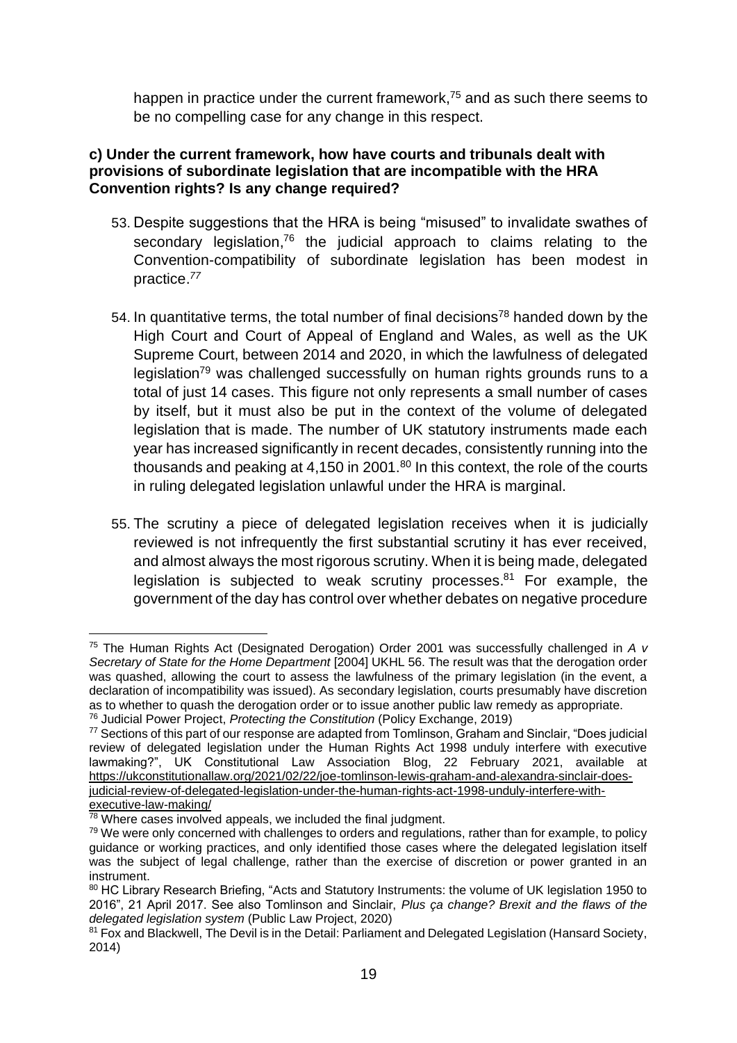happen in practice under the current framework,[75] and as such there seems to be no compelling case for any change in this respect.

**c) Under the current framework, how have courts and tribunals dealt with provisions of subordinate legislation that are incompatible with the HRA Convention rights? Is any change required?**

53. Despite suggestions that the HRA is being "misused" to invalidate swathes of secondary legislation,[76] the judicial approach to claims relating to the Convention-compatibility of subordinate legislation has been modest in practice.[77]

54. In quantitative terms, the total number of final decisions[78] handed down by the High Court and Court of Appeal of England and Wales, as well as the UK Supreme Court, between 2014 and 2020, in which the lawfulness of delegated legislation[79] was challenged successfully on human rights grounds runs to a total of just 14 cases. This figure not only represents a small number of cases by itself, but it must also be put in the context of the volume of delegated legislation that is made. The number of UK statutory instruments made each year has increased significantly in recent decades, consistently running into the thousands and peaking at 4,150 in 2001.[80] In this context, the role of the courts in ruling delegated legislation unlawful under the HRA is marginal.

55. The scrutiny a piece of delegated legislation receives when it is judicially reviewed is not infrequently the first substantial scrutiny it has ever received, and almost always the most rigorous scrutiny. When it is being made, delegated legislation is subjected to weak scrutiny processes.[81] For example, the government of the day has control over whether debates on negative procedure

---

[75] The Human Rights Act (Designated Derogation) Order 2001 was successfully challenged in *A v Secretary of State for the Home Department* [2004] UKHL 56. The result was that the derogation order was quashed, allowing the court to assess the lawfulness of the primary legislation (in the event, a declaration of incompatibility was issued). As secondary legislation, courts presumably have discretion as to whether to quash the derogation order or to issue another public law remedy as appropriate.

[76] Judicial Power Project, *Protecting the Constitution* (Policy Exchange, 2019)

[77] Sections of this part of our response are adapted from Tomlinson, Graham and Sinclair, "Does judicial review of delegated legislation under the Human Rights Act 1998 unduly interfere with executive lawmaking?", UK Constitutional Law Association Blog, 22 February 2021, available at https://ukconstitutionallaw.org/2021/02/22/joe-tomlinson-lewis-graham-and-alexandra-sinclair-does-judicial-review-of-delegated-legislation-under-the-human-rights-act-1998-unduly-interfere-with-executive-law-making/

[78] Where cases involved appeals, we included the final judgment.

[79] We were only concerned with challenges to orders and regulations, rather than for example, to policy guidance or working practices, and only identified those cases where the delegated legislation itself was the subject of legal challenge, rather than the exercise of discretion or power granted in an instrument.

[80] HC Library Research Briefing, "Acts and Statutory Instruments: the volume of UK legislation 1950 to 2016", 21 April 2017. See also Tomlinson and Sinclair, *Plus ça change? Brexit and the flaws of the delegated legislation system* (Public Law Project, 2020)

[81] Fox and Blackwell, The Devil is in the Detail: Parliament and Delegated Legislation (Hansard Society, 2014)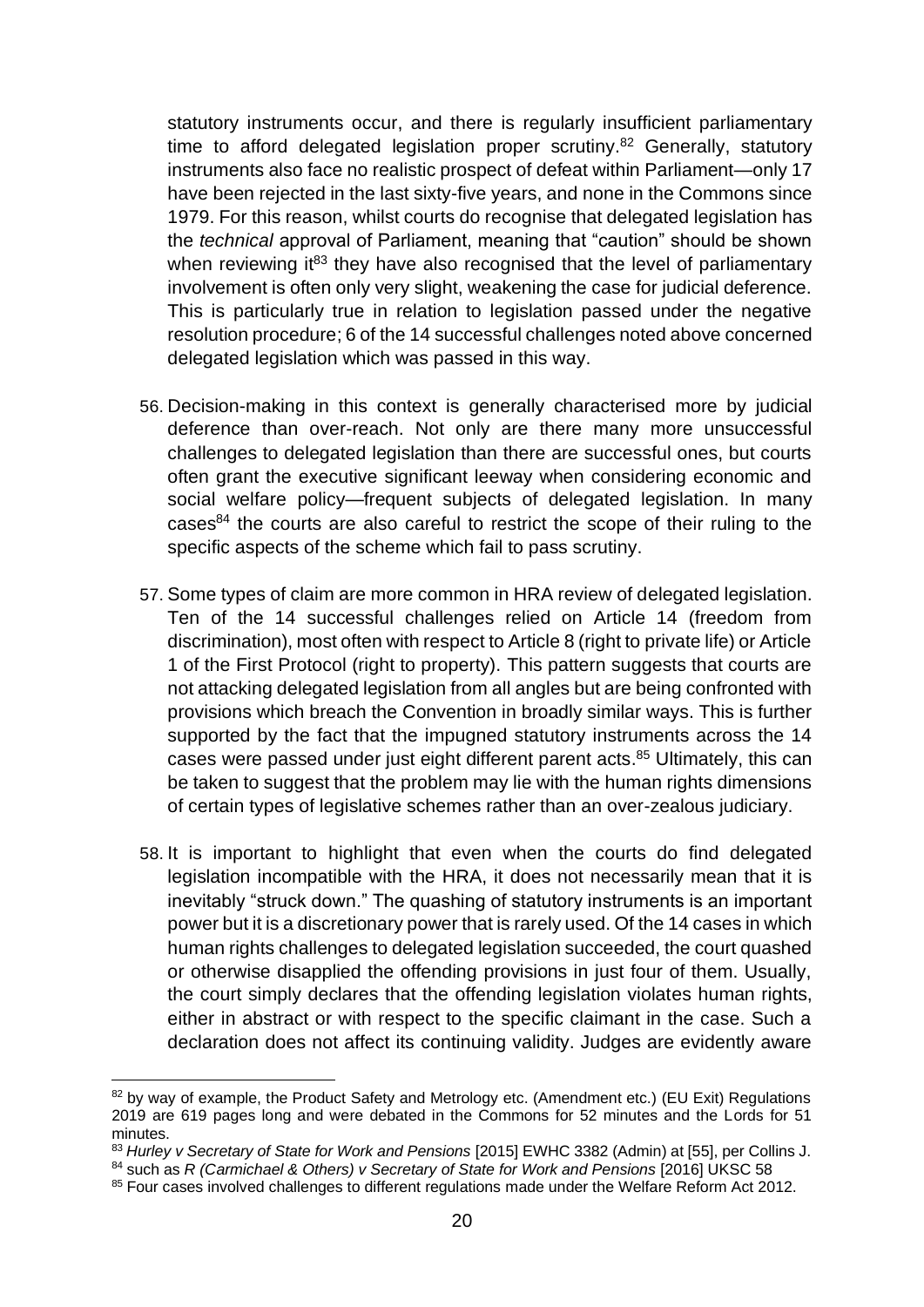statutory instruments occur, and there is regularly insufficient parliamentary time to afford delegated legislation proper scrutiny.[82] Generally, statutory instruments also face no realistic prospect of defeat within Parliament—only 17 have been rejected in the last sixty-five years, and none in the Commons since 1979. For this reason, whilst courts do recognise that delegated legislation has the *technical* approval of Parliament, meaning that "caution" should be shown when reviewing it[83] they have also recognised that the level of parliamentary involvement is often only very slight, weakening the case for judicial deference. This is particularly true in relation to legislation passed under the negative resolution procedure; 6 of the 14 successful challenges noted above concerned delegated legislation which was passed in this way.

56. Decision-making in this context is generally characterised more by judicial deference than over-reach. Not only are there many more unsuccessful challenges to delegated legislation than there are successful ones, but courts often grant the executive significant leeway when considering economic and social welfare policy—frequent subjects of delegated legislation. In many cases[84] the courts are also careful to restrict the scope of their ruling to the specific aspects of the scheme which fail to pass scrutiny.

57. Some types of claim are more common in HRA review of delegated legislation. Ten of the 14 successful challenges relied on Article 14 (freedom from discrimination), most often with respect to Article 8 (right to private life) or Article 1 of the First Protocol (right to property). This pattern suggests that courts are not attacking delegated legislation from all angles but are being confronted with provisions which breach the Convention in broadly similar ways. This is further supported by the fact that the impugned statutory instruments across the 14 cases were passed under just eight different parent acts.[85] Ultimately, this can be taken to suggest that the problem may lie with the human rights dimensions of certain types of legislative schemes rather than an over-zealous judiciary.

58. It is important to highlight that even when the courts do find delegated legislation incompatible with the HRA, it does not necessarily mean that it is inevitably "struck down." The quashing of statutory instruments is an important power but it is a discretionary power that is rarely used. Of the 14 cases in which human rights challenges to delegated legislation succeeded, the court quashed or otherwise disapplied the offending provisions in just four of them. Usually, the court simply declares that the offending legislation violates human rights, either in abstract or with respect to the specific claimant in the case. Such a declaration does not affect its continuing validity. Judges are evidently aware

---

[82] by way of example, the Product Safety and Metrology etc. (Amendment etc.) (EU Exit) Regulations 2019 are 619 pages long and were debated in the Commons for 52 minutes and the Lords for 51 minutes.

[83] *Hurley v Secretary of State for Work and Pensions* [2015] EWHC 3382 (Admin) at [55], per Collins J.

[84] such as *R (Carmichael & Others) v Secretary of State for Work and Pensions* [2016] UKSC 58

[85] Four cases involved challenges to different regulations made under the Welfare Reform Act 2012.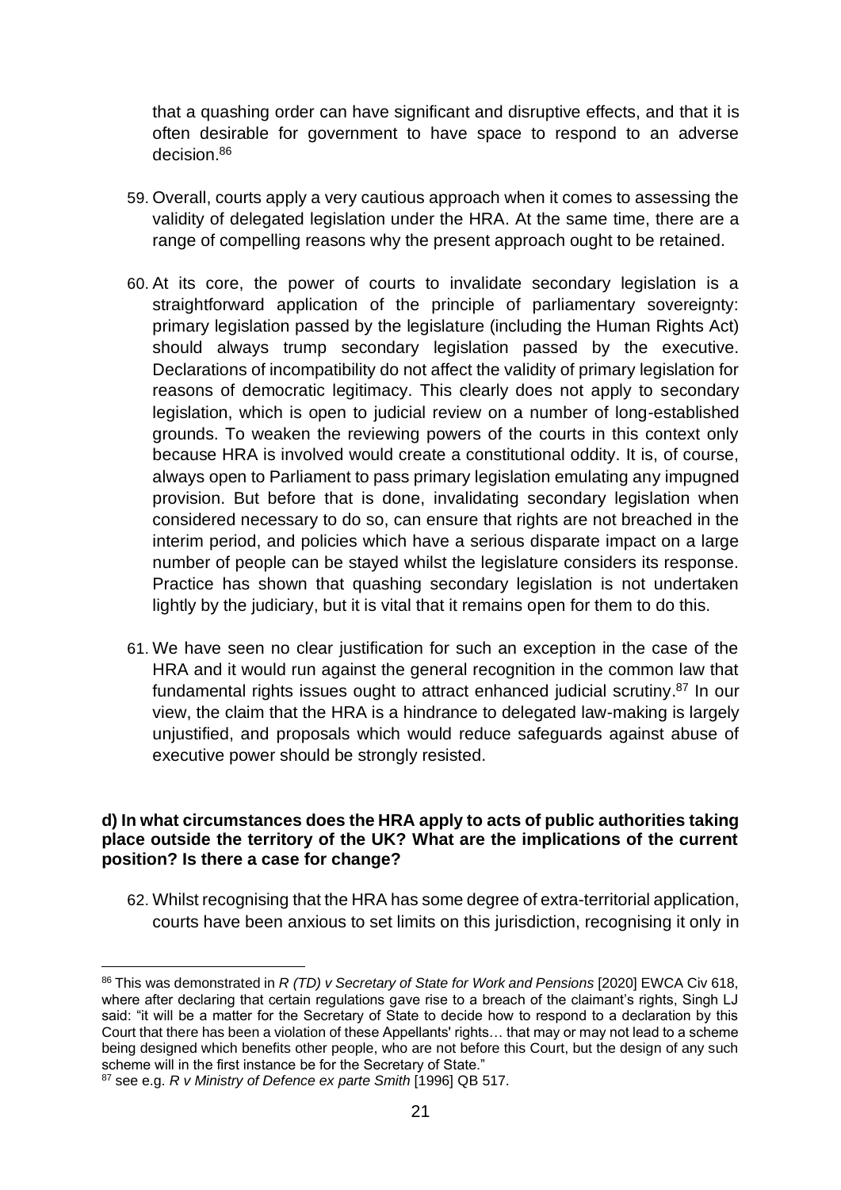that a quashing order can have significant and disruptive effects, and that it is often desirable for government to have space to respond to an adverse decision.[86]

59. Overall, courts apply a very cautious approach when it comes to assessing the validity of delegated legislation under the HRA. At the same time, there are a range of compelling reasons why the present approach ought to be retained.

60. At its core, the power of courts to invalidate secondary legislation is a straightforward application of the principle of parliamentary sovereignty: primary legislation passed by the legislature (including the Human Rights Act) should always trump secondary legislation passed by the executive. Declarations of incompatibility do not affect the validity of primary legislation for reasons of democratic legitimacy. This clearly does not apply to secondary legislation, which is open to judicial review on a number of long-established grounds. To weaken the reviewing powers of the courts in this context only because HRA is involved would create a constitutional oddity. It is, of course, always open to Parliament to pass primary legislation emulating any impugned provision. But before that is done, invalidating secondary legislation when considered necessary to do so, can ensure that rights are not breached in the interim period, and policies which have a serious disparate impact on a large number of people can be stayed whilst the legislature considers its response. Practice has shown that quashing secondary legislation is not undertaken lightly by the judiciary, but it is vital that it remains open for them to do this.

61. We have seen no clear justification for such an exception in the case of the HRA and it would run against the general recognition in the common law that fundamental rights issues ought to attract enhanced judicial scrutiny.[87] In our view, the claim that the HRA is a hindrance to delegated law-making is largely unjustified, and proposals which would reduce safeguards against abuse of executive power should be strongly resisted.

**d) In what circumstances does the HRA apply to acts of public authorities taking place outside the territory of the UK? What are the implications of the current position? Is there a case for change?**

62. Whilst recognising that the HRA has some degree of extra-territorial application, courts have been anxious to set limits on this jurisdiction, recognising it only in

---

[86] This was demonstrated in *R (TD) v Secretary of State for Work and Pensions* [2020] EWCA Civ 618, where after declaring that certain regulations gave rise to a breach of the claimant's rights, Singh LJ said: "it will be a matter for the Secretary of State to decide how to respond to a declaration by this Court that there has been a violation of these Appellants' rights… that may or may not lead to a scheme being designed which benefits other people, who are not before this Court, but the design of any such scheme will in the first instance be for the Secretary of State."

[87] see e.g. *R v Ministry of Defence ex parte Smith* [1996] QB 517.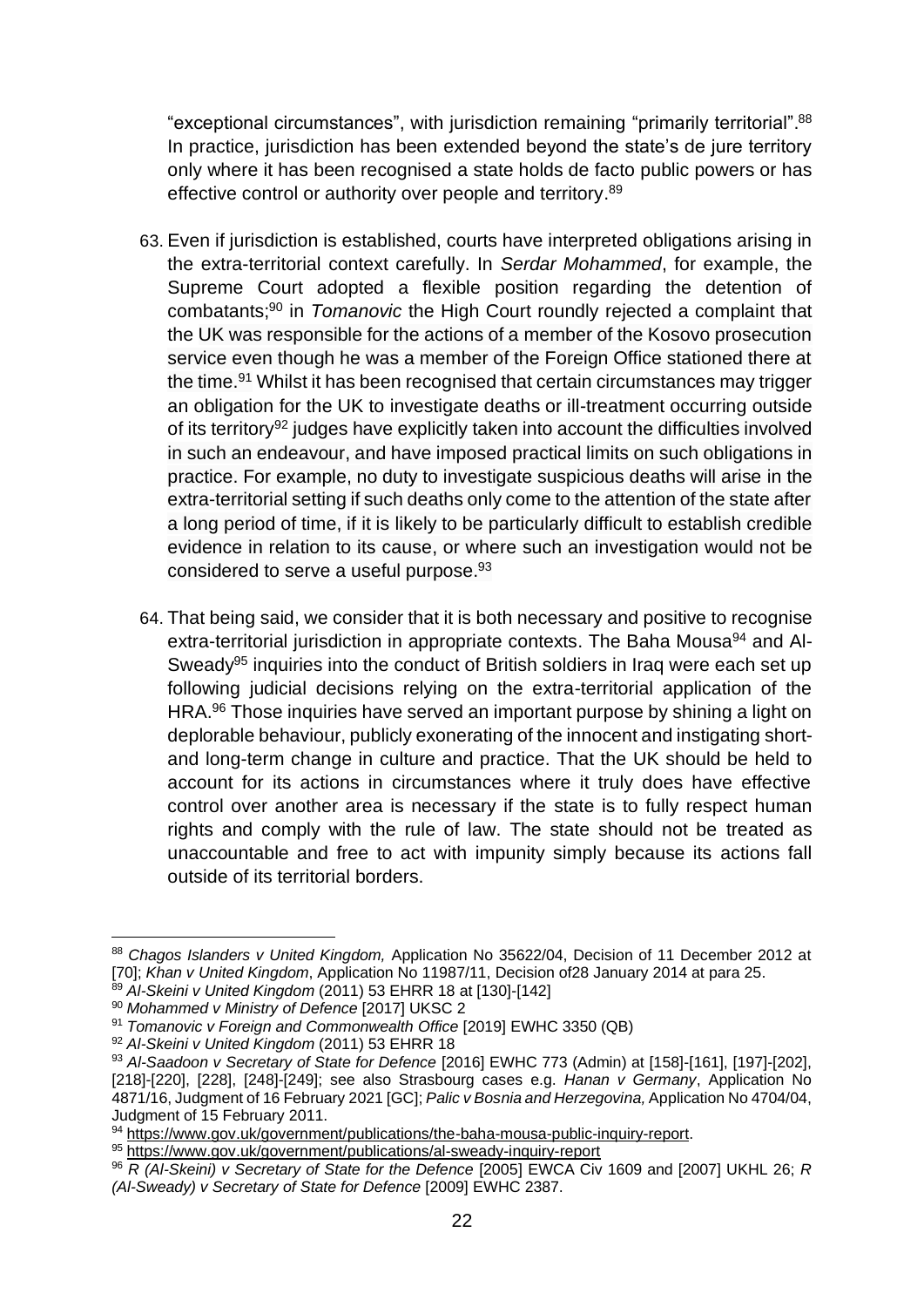"exceptional circumstances", with jurisdiction remaining "primarily territorial".[88] In practice, jurisdiction has been extended beyond the state's de jure territory only where it has been recognised a state holds de facto public powers or has effective control or authority over people and territory.[89]

63. Even if jurisdiction is established, courts have interpreted obligations arising in the extra-territorial context carefully. In *Serdar Mohammed*, for example, the Supreme Court adopted a flexible position regarding the detention of combatants;[90] in *Tomanovic* the High Court roundly rejected a complaint that the UK was responsible for the actions of a member of the Kosovo prosecution service even though he was a member of the Foreign Office stationed there at the time.[91] Whilst it has been recognised that certain circumstances may trigger an obligation for the UK to investigate deaths or ill-treatment occurring outside of its territory[92] judges have explicitly taken into account the difficulties involved in such an endeavour, and have imposed practical limits on such obligations in practice. For example, no duty to investigate suspicious deaths will arise in the extra-territorial setting if such deaths only come to the attention of the state after a long period of time, if it is likely to be particularly difficult to establish credible evidence in relation to its cause, or where such an investigation would not be considered to serve a useful purpose.[93]

64. That being said, we consider that it is both necessary and positive to recognise extra-territorial jurisdiction in appropriate contexts. The Baha Mousa[94] and Al-Sweady[95] inquiries into the conduct of British soldiers in Iraq were each set up following judicial decisions relying on the extra-territorial application of the HRA.[96] Those inquiries have served an important purpose by shining a light on deplorable behaviour, publicly exonerating of the innocent and instigating short- and long-term change in culture and practice. That the UK should be held to account for its actions in circumstances where it truly does have effective control over another area is necessary if the state is to fully respect human rights and comply with the rule of law. The state should not be treated as unaccountable and free to act with impunity simply because its actions fall outside of its territorial borders.

---

[88] *Chagos Islanders v United Kingdom,* Application No 35622/04, Decision of 11 December 2012 at [70]; *Khan v United Kingdom*, Application No 11987/11, Decision of28 January 2014 at para 25.

[89] *Al-Skeini v United Kingdom* (2011) 53 EHRR 18 at [130]-[142]

[90] *Mohammed v Ministry of Defence* [2017] UKSC 2

[91] *Tomanovic v Foreign and Commonwealth Office* [2019] EWHC 3350 (QB)

[92] *Al-Skeini v United Kingdom* (2011) 53 EHRR 18

[93] *Al-Saadoon v Secretary of State for Defence* [2016] EWHC 773 (Admin) at [158]-[161], [197]-[202], [218]-[220], [228], [248]-[249]; see also Strasbourg cases e.g. *Hanan v Germany*, Application No 4871/16, Judgment of 16 February 2021 [GC]; *Palic v Bosnia and Herzegovina,* Application No 4704/04, Judgment of 15 February 2011.

[94] https://www.gov.uk/government/publications/the-baha-mousa-public-inquiry-report.

[95] https://www.gov.uk/government/publications/al-sweady-inquiry-report

[96] *R (Al-Skeini) v Secretary of State for the Defence* [2005] EWCA Civ 1609 and [2007] UKHL 26; *R (Al-Sweady) v Secretary of State for Defence* [2009] EWHC 2387.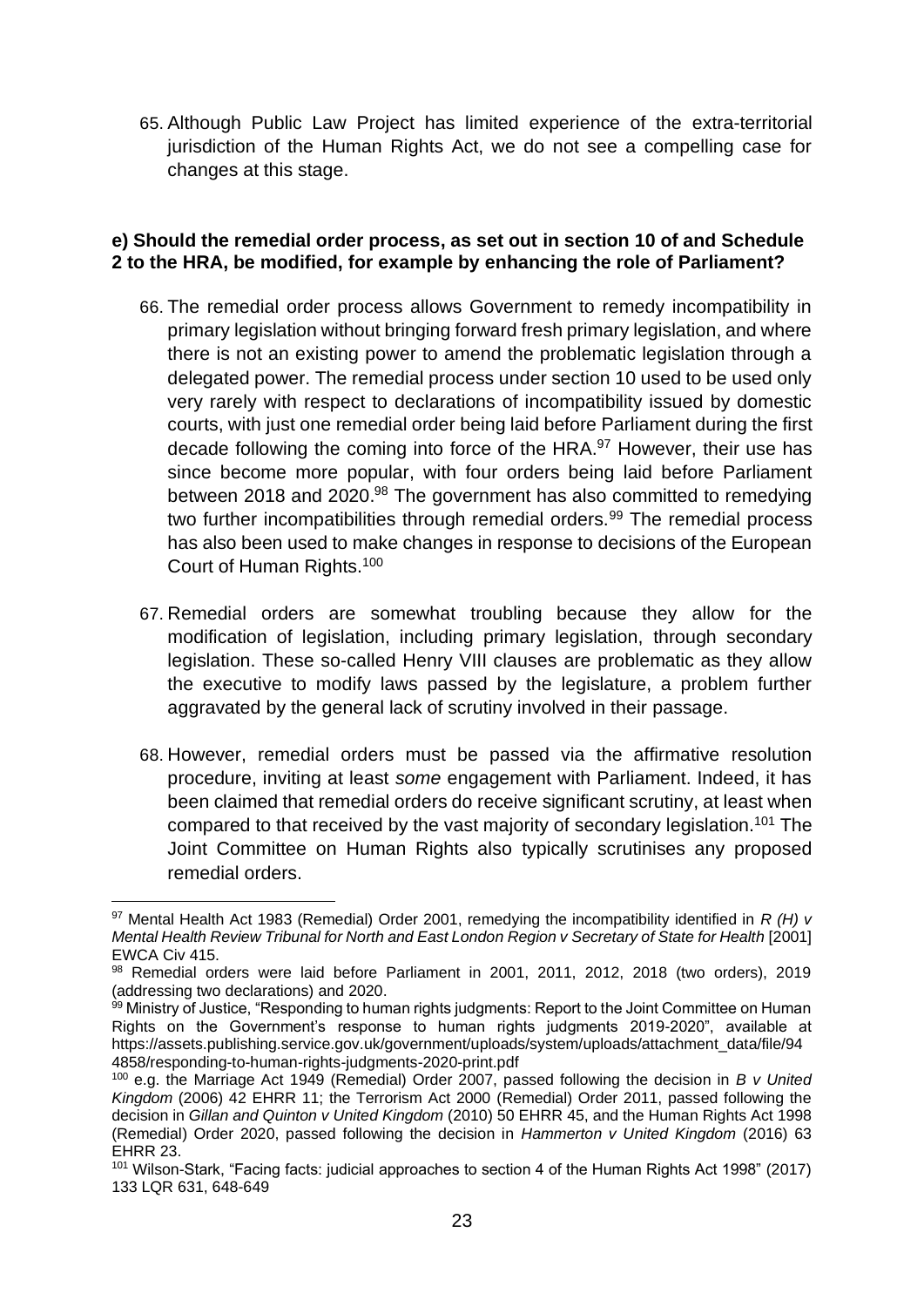65. Although Public Law Project has limited experience of the extra-territorial jurisdiction of the Human Rights Act, we do not see a compelling case for changes at this stage.

**e) Should the remedial order process, as set out in section 10 of and Schedule 2 to the HRA, be modified, for example by enhancing the role of Parliament?**

66. The remedial order process allows Government to remedy incompatibility in primary legislation without bringing forward fresh primary legislation, and where there is not an existing power to amend the problematic legislation through a delegated power. The remedial process under section 10 used to be used only very rarely with respect to declarations of incompatibility issued by domestic courts, with just one remedial order being laid before Parliament during the first decade following the coming into force of the HRA.[97] However, their use has since become more popular, with four orders being laid before Parliament between 2018 and 2020.[98] The government has also committed to remedying two further incompatibilities through remedial orders.[99] The remedial process has also been used to make changes in response to decisions of the European Court of Human Rights.[100]

67. Remedial orders are somewhat troubling because they allow for the modification of legislation, including primary legislation, through secondary legislation. These so-called Henry VIII clauses are problematic as they allow the executive to modify laws passed by the legislature, a problem further aggravated by the general lack of scrutiny involved in their passage.

68. However, remedial orders must be passed via the affirmative resolution procedure, inviting at least *some* engagement with Parliament. Indeed, it has been claimed that remedial orders do receive significant scrutiny, at least when compared to that received by the vast majority of secondary legislation.[101] The Joint Committee on Human Rights also typically scrutinises any proposed remedial orders.

---

[97] Mental Health Act 1983 (Remedial) Order 2001, remedying the incompatibility identified in *R (H) v Mental Health Review Tribunal for North and East London Region v Secretary of State for Health* [2001] EWCA Civ 415.

[98] Remedial orders were laid before Parliament in 2001, 2011, 2012, 2018 (two orders), 2019 (addressing two declarations) and 2020.

[99] Ministry of Justice, "Responding to human rights judgments: Report to the Joint Committee on Human Rights on the Government's response to human rights judgments 2019-2020", available at https://assets.publishing.service.gov.uk/government/uploads/system/uploads/attachment_data/file/944858/responding-to-human-rights-judgments-2020-print.pdf

[100] e.g. the Marriage Act 1949 (Remedial) Order 2007, passed following the decision in *B v United Kingdom* (2006) 42 EHRR 11; the Terrorism Act 2000 (Remedial) Order 2011, passed following the decision in *Gillan and Quinton v United Kingdom* (2010) 50 EHRR 45, and the Human Rights Act 1998 (Remedial) Order 2020, passed following the decision in *Hammerton v United Kingdom* (2016) 63 EHRR 23.

[101] Wilson-Stark, "Facing facts: judicial approaches to section 4 of the Human Rights Act 1998" (2017) 133 LQR 631, 648-649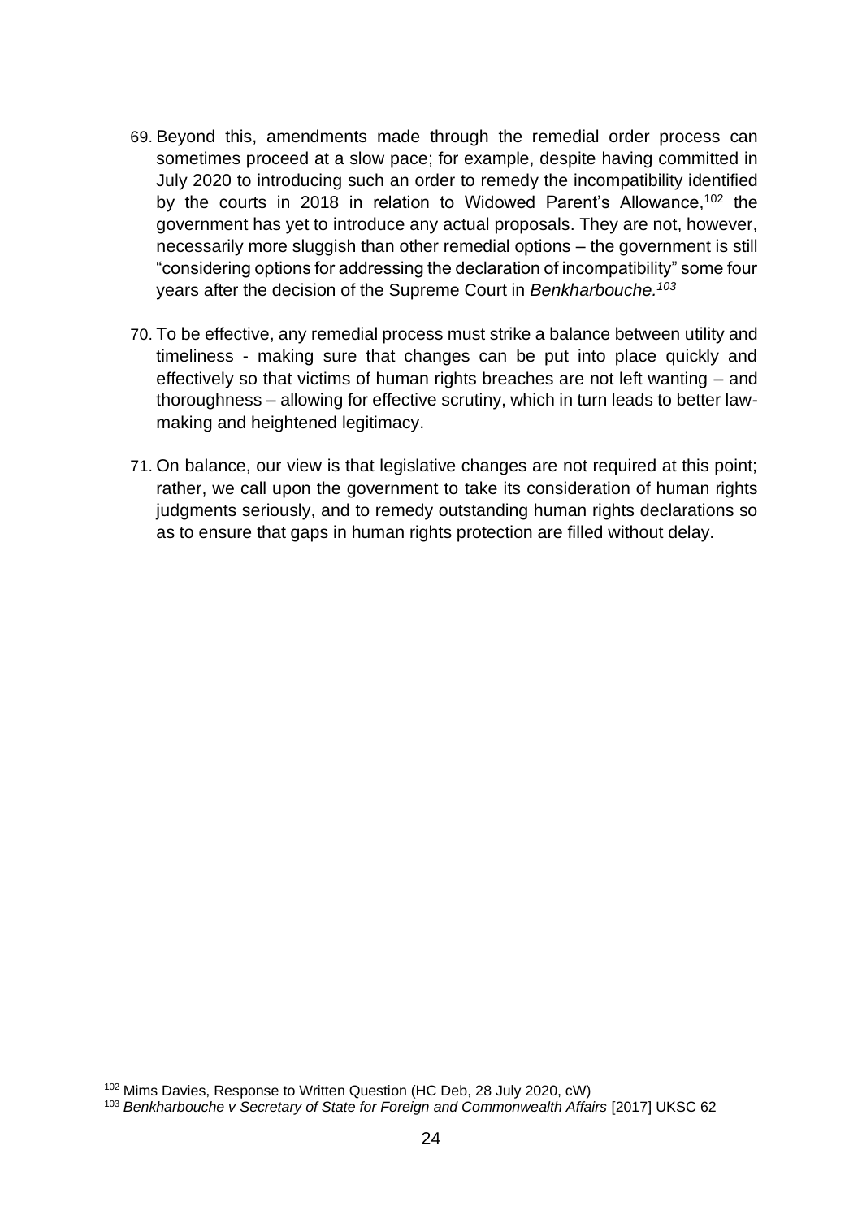69. Beyond this, amendments made through the remedial order process can sometimes proceed at a slow pace; for example, despite having committed in July 2020 to introducing such an order to remedy the incompatibility identified by the courts in 2018 in relation to Widowed Parent's Allowance,[102] the government has yet to introduce any actual proposals. They are not, however, necessarily more sluggish than other remedial options – the government is still "considering options for addressing the declaration of incompatibility" some four years after the decision of the Supreme Court in *Benkharbouche.*[103]

70. To be effective, any remedial process must strike a balance between utility and timeliness - making sure that changes can be put into place quickly and effectively so that victims of human rights breaches are not left wanting – and thoroughness – allowing for effective scrutiny, which in turn leads to better law-making and heightened legitimacy.

71. On balance, our view is that legislative changes are not required at this point; rather, we call upon the government to take its consideration of human rights judgments seriously, and to remedy outstanding human rights declarations so as to ensure that gaps in human rights protection are filled without delay.

---

[102] Mims Davies, Response to Written Question (HC Deb, 28 July 2020, cW)

[103] *Benkharbouche v Secretary of State for Foreign and Commonwealth Affairs* [2017] UKSC 62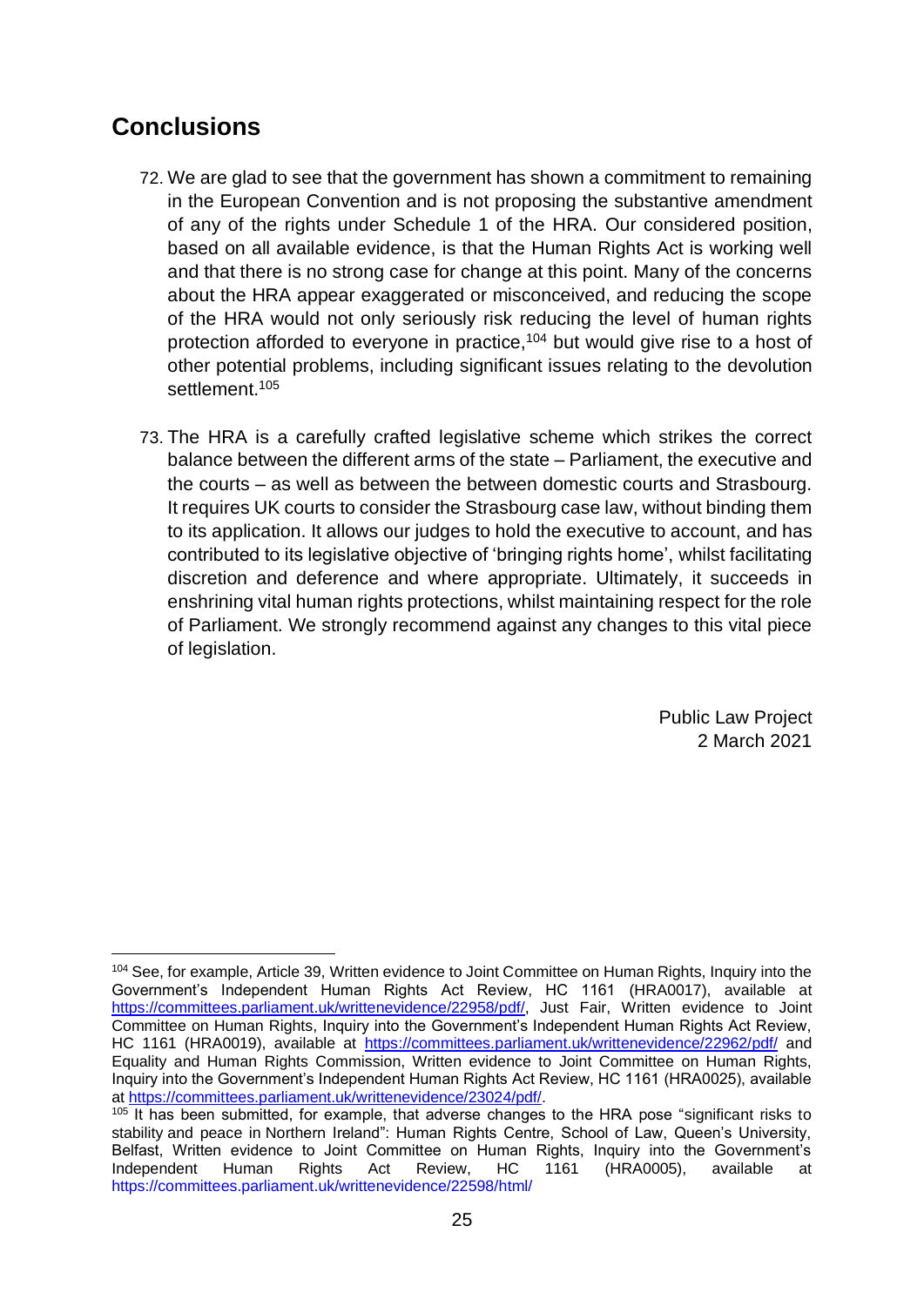## Conclusions

72. We are glad to see that the government has shown a commitment to remaining in the European Convention and is not proposing the substantive amendment of any of the rights under Schedule 1 of the HRA. Our considered position, based on all available evidence, is that the Human Rights Act is working well and that there is no strong case for change at this point. Many of the concerns about the HRA appear exaggerated or misconceived, and reducing the scope of the HRA would not only seriously risk reducing the level of human rights protection afforded to everyone in practice,[104] but would give rise to a host of other potential problems, including significant issues relating to the devolution settlement.[105]

73. The HRA is a carefully crafted legislative scheme which strikes the correct balance between the different arms of the state – Parliament, the executive and the courts – as well as between the between domestic courts and Strasbourg. It requires UK courts to consider the Strasbourg case law, without binding them to its application. It allows our judges to hold the executive to account, and has contributed to its legislative objective of 'bringing rights home', whilst facilitating discretion and deference and where appropriate. Ultimately, it succeeds in enshrining vital human rights protections, whilst maintaining respect for the role of Parliament. We strongly recommend against any changes to this vital piece of legislation.

Public Law Project
2 March 2021

---

[104] See, for example, Article 39, Written evidence to Joint Committee on Human Rights, Inquiry into the Government's Independent Human Rights Act Review, HC 1161 (HRA0017), available at https://committees.parliament.uk/writtenevidence/22958/pdf/, Just Fair, Written evidence to Joint Committee on Human Rights, Inquiry into the Government's Independent Human Rights Act Review, HC 1161 (HRA0019), available at https://committees.parliament.uk/writtenevidence/22962/pdf/ and Equality and Human Rights Commission, Written evidence to Joint Committee on Human Rights, Inquiry into the Government's Independent Human Rights Act Review, HC 1161 (HRA0025), available at https://committees.parliament.uk/writtenevidence/23024/pdf/.

[105] It has been submitted, for example, that adverse changes to the HRA pose "significant risks to stability and peace in Northern Ireland": Human Rights Centre, School of Law, Queen's University, Belfast, Written evidence to Joint Committee on Human Rights, Inquiry into the Government's Independent Human Rights Act Review, HC 1161 (HRA0005), available at https://committees.parliament.uk/writtenevidence/22598/html/